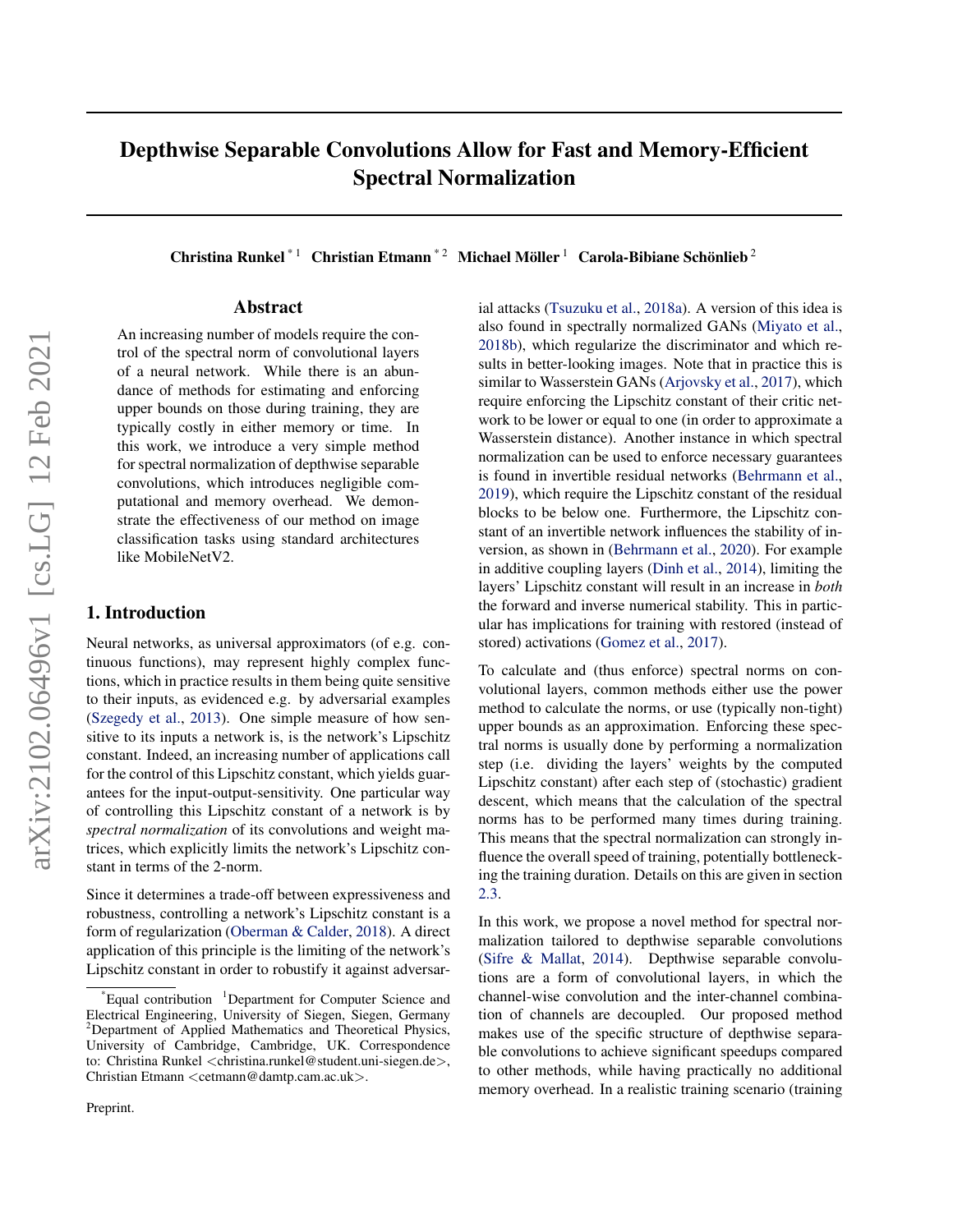# Depthwise Separable Convolutions Allow for Fast and Memory-Efficient Spectral Normalization

**Christina Runkel** [*1] **Christian Etmann** [*2] **Michael Möller** [1] **Carola-Bibiane Schönlieb** [2]

## Abstract

An increasing number of models require the control of the spectral norm of convolutional layers of a neural network. While there is an abundance of methods for estimating and enforcing upper bounds on those during training, they are typically costly in either memory or time. In this work, we introduce a very simple method for spectral normalization of depthwise separable convolutions, which introduces negligible computational and memory overhead. We demonstrate the effectiveness of our method on image classification tasks using standard architectures like MobileNetV2.

## 1. Introduction

Neural networks, as universal approximators (of e.g. continuous functions), may represent highly complex functions, which in practice results in them being quite sensitive to their inputs, as evidenced e.g. by adversarial examples (Szegedy et al., 2013). One simple measure of how sensitive to its inputs a network is, is the network's Lipschitz constant. Indeed, an increasing number of applications call for the control of this Lipschitz constant, which yields guarantees for the input-output-sensitivity. One particular way of controlling this Lipschitz constant of a network is by *spectral normalization* of its convolutions and weight matrices, which explicitly limits the network's Lipschitz constant in terms of the 2-norm.

Since it determines a trade-off between expressiveness and robustness, controlling a network's Lipschitz constant is a form of regularization (Oberman & Calder, 2018). A direct application of this principle is the limiting of the network's Lipschitz constant in order to robustify it against adversarial attacks (Tsuzuku et al., 2018a). A version of this idea is also found in spectrally normalized GANs (Miyato et al., 2018b), which regularize the discriminator and which results in better-looking images. Note that in practice this is similar to Wasserstein GANs (Arjovsky et al., 2017), which require enforcing the Lipschitz constant of their critic network to be lower or equal to one (in order to approximate a Wasserstein distance). Another instance in which spectral normalization can be used to enforce necessary guarantees is found in invertible residual networks (Behrmann et al., 2019), which require the Lipschitz constant of the residual blocks to be below one. Furthermore, the Lipschitz constant of an invertible network influences the stability of inversion, as shown in (Behrmann et al., 2020). For example in additive coupling layers (Dinh et al., 2014), limiting the layers' Lipschitz constant will result in an increase in *both* the forward and inverse numerical stability. This in particular has implications for training with restored (instead of stored) activations (Gomez et al., 2017).

To calculate and (thus enforce) spectral norms on convolutional layers, common methods either use the power method to calculate the norms, or use (typically non-tight) upper bounds as an approximation. Enforcing these spectral norms is usually done by performing a normalization step (i.e. dividing the layers' weights by the computed Lipschitz constant) after each step of (stochastic) gradient descent, which means that the calculation of the spectral norms has to be performed many times during training. This means that the spectral normalization can strongly influence the overall speed of training, potentially bottlenecking the training duration. Details on this are given in section 2.3.

In this work, we propose a novel method for spectral normalization tailored to depthwise separable convolutions (Sifre & Mallat, 2014). Depthwise separable convolutions are a form of convolutional layers, in which the channel-wise convolution and the inter-channel combination of channels are decoupled. Our proposed method makes use of the specific structure of depthwise separable convolutions to achieve significant speedups compared to other methods, while having practically no additional memory overhead. In a realistic training scenario (training

---

*Equal contribution [1]Department for Computer Science and Electrical Engineering, University of Siegen, Siegen, Germany [2]Department of Applied Mathematics and Theoretical Physics, University of Cambridge, Cambridge, UK. Correspondence to: Christina Runkel <christina.runkel@student.uni-siegen.de>, Christian Etmann <cetmann@damtp.cam.ac.uk>.

Preprint.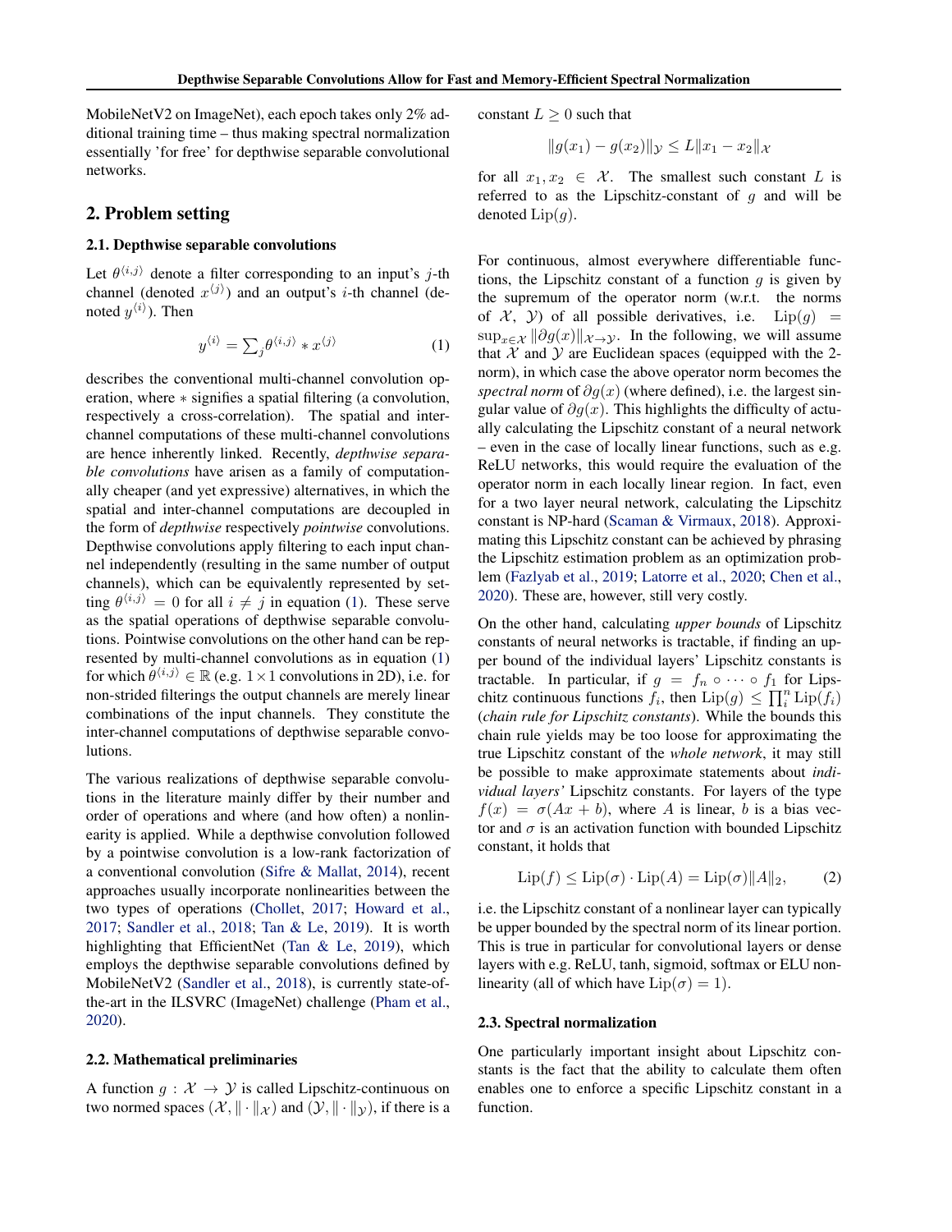MobileNetV2 on ImageNet), each epoch takes only 2% additional training time – thus making spectral normalization essentially 'for free' for depthwise separable convolutional networks.

## 2. Problem setting

### 2.1. Depthwise separable convolutions

Let $\theta^{\langle i,j \rangle}$ denote a filter corresponding to an input's $j$-th channel (denoted $x^{\langle j \rangle}$) and an output's $i$-th channel (denoted $y^{\langle i \rangle}$). Then

$$y^{\langle i \rangle} = \sum_j \theta^{\langle i,j \rangle} * x^{\langle j \rangle} \tag{1}$$

describes the conventional multi-channel convolution operation, where $*$ signifies a spatial filtering (a convolution, respectively a cross-correlation). The spatial and inter-channel computations of these multi-channel convolutions are hence inherently linked. Recently, *depthwise separable convolutions* have arisen as a family of computationally cheaper (and yet expressive) alternatives, in which the spatial and inter-channel computations are decoupled in the form of *depthwise* respectively *pointwise* convolutions. Depthwise convolutions apply filtering to each input channel independently (resulting in the same number of output channels), which can be equivalently represented by setting $\theta^{\langle i,j \rangle} = 0$ for all $i \neq j$ in equation (1). These serve as the spatial operations of depthwise separable convolutions. Pointwise convolutions on the other hand can be represented by multi-channel convolutions as in equation (1) for which $\theta^{\langle i,j \rangle} \in \mathbb{R}$ (e.g. $1 \times 1$ convolutions in 2D), i.e. for non-strided filterings the output channels are merely linear combinations of the input channels. They constitute the inter-channel computations of depthwise separable convolutions.

The various realizations of depthwise separable convolutions in the literature mainly differ by their number and order of operations and where (and how often) a nonlinearity is applied. While a depthwise convolution followed by a pointwise convolution is a low-rank factorization of a conventional convolution (Sifre & Mallat, 2014), recent approaches usually incorporate nonlinearities between the two types of operations (Chollet, 2017; Howard et al., 2017; Sandler et al., 2018; Tan & Le, 2019). It is worth highlighting that EfficientNet (Tan & Le, 2019), which employs the depthwise separable convolutions defined by MobileNetV2 (Sandler et al., 2018), is currently state-of-the-art in the ILSVRC (ImageNet) challenge (Pham et al., 2020).

### 2.2. Mathematical preliminaries

A function $g : \mathcal{X} \to \mathcal{Y}$ is called Lipschitz-continuous on two normed spaces $(\mathcal{X}, \|\cdot\|_{\mathcal{X}})$ and $(\mathcal{Y}, \|\cdot\|_{\mathcal{Y}})$, if there is a constant $L \geq 0$ such that

$$\|g(x_1) - g(x_2)\|_{\mathcal{Y}} \leq L \|x_1 - x_2\|_{\mathcal{X}}$$

for all $x_1, x_2 \in \mathcal{X}$. The smallest such constant $L$ is referred to as the Lipschitz-constant of $g$ and will be denoted $\mathrm{Lip}(g)$.

For continuous, almost everywhere differentiable functions, the Lipschitz constant of a function $g$ is given by the supremum of the operator norm (w.r.t. the norms of $\mathcal{X}$, $\mathcal{Y}$) of all possible derivatives, i.e. $\mathrm{Lip}(g) = \sup_{x \in \mathcal{X}} \|\partial g(x)\|_{\mathcal{X} \to \mathcal{Y}}$. In the following, we will assume that $\mathcal{X}$ and $\mathcal{Y}$ are Euclidean spaces (equipped with the 2-norm), in which case the above operator norm becomes the *spectral norm* of $\partial g(x)$ (where defined), i.e. the largest singular value of $\partial g(x)$. This highlights the difficulty of actually calculating the Lipschitz constant of a neural network – even in the case of locally linear functions, such as e.g. ReLU networks, this would require the evaluation of the operator norm in each locally linear region. In fact, even for a two layer neural network, calculating the Lipschitz constant is NP-hard (Scaman & Virmaux, 2018). Approximating this Lipschitz constant can be achieved by phrasing the Lipschitz estimation problem as an optimization problem (Fazlyab et al., 2019; Latorre et al., 2020; Chen et al., 2020). These are, however, still very costly.

On the other hand, calculating *upper bounds* of Lipschitz constants of neural networks is tractable, if finding an upper bound of the individual layers' Lipschitz constants is tractable. In particular, if $g = f_n \circ \cdots \circ f_1$ for Lipschitz continuous functions $f_i$, then $\mathrm{Lip}(g) \leq \prod_i^n \mathrm{Lip}(f_i)$ (*chain rule for Lipschitz constants*). While the bounds this chain rule yields may be too loose for approximating the true Lipschitz constant of the *whole network*, it may still be possible to make approximate statements about *individual layers'* Lipschitz constants. For layers of the type $f(x) = \sigma(Ax + b)$, where $A$ is linear, $b$ is a bias vector and $\sigma$ is an activation function with bounded Lipschitz constant, it holds that

$$\mathrm{Lip}(f) \leq \mathrm{Lip}(\sigma) \cdot \mathrm{Lip}(A) = \mathrm{Lip}(\sigma)\|A\|_2, \tag{2}$$

i.e. the Lipschitz constant of a nonlinear layer can typically be upper bounded by the spectral norm of its linear portion. This is true in particular for convolutional layers or dense layers with e.g. ReLU, tanh, sigmoid, softmax or ELU nonlinearity (all of which have $\mathrm{Lip}(\sigma) = 1$).

### 2.3. Spectral normalization

One particularly important insight about Lipschitz constants is the fact that the ability to calculate them often enables one to enforce a specific Lipschitz constant in a function.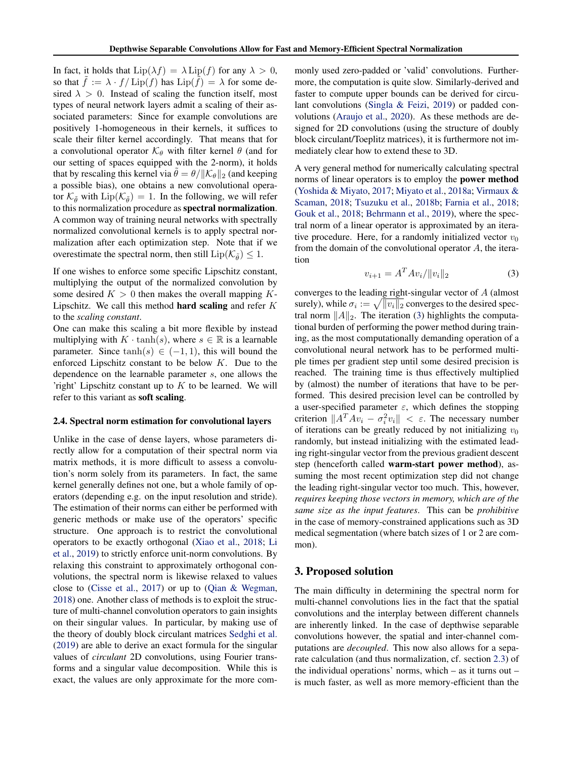In fact, it holds that $\mathrm{Lip}(\lambda f) = \lambda \,\mathrm{Lip}(f)$ for any $\lambda > 0$, so that $\tilde{f} := \lambda \cdot f / \mathrm{Lip}(f)$ has $\mathrm{Lip}(\tilde{f}) = \lambda$ for some desired $\lambda > 0$. Instead of scaling the function itself, most types of neural network layers admit a scaling of their associated parameters: Since for example convolutions are positively 1-homogeneous in their kernels, it suffices to scale their filter kernel accordingly. That means that for a convolutional operator $\mathcal{K}_\theta$ with filter kernel $\theta$ (and for our setting of spaces equipped with the 2-norm), it holds that by rescaling this kernel via $\tilde{\theta} = \theta / \|\mathcal{K}_\theta\|_2$ (and keeping a possible bias), one obtains a new convolutional operator $\mathcal{K}_{\tilde{\theta}}$ with $\mathrm{Lip}(\mathcal{K}_{\tilde{\theta}}) = 1$. In the following, we will refer to this normalization procedure as **spectral normalization**. A common way of training neural networks with spectrally normalized convolutional kernels is to apply spectral normalization after each optimization step. Note that if we overestimate the spectral norm, then still $\mathrm{Lip}(\mathcal{K}_{\tilde{\theta}}) \leq 1$.

If one wishes to enforce some specific Lipschitz constant, multiplying the output of the normalized convolution by some desired $K > 0$ then makes the overall mapping $K$-Lipschitz. We call this method **hard scaling** and refer $K$ to the *scaling constant*.

One can make this scaling a bit more flexible by instead multiplying with $K \cdot \tanh(s)$, where $s \in \mathbb{R}$ is a learnable parameter. Since $\tanh(s) \in (-1, 1)$, this will bound the enforced Lipschitz constant to be below $K$. Due to the dependence on the learnable parameter $s$, one allows the 'right' Lipschitz constant up to $K$ to be learned. We will refer to this variant as **soft scaling**.

### 2.4. Spectral norm estimation for convolutional layers

Unlike in the case of dense layers, whose parameters directly allow for a computation of their spectral norm via matrix methods, it is more difficult to assess a convolution's norm solely from its parameters. In fact, the same kernel generally defines not one, but a whole family of operators (depending e.g. on the input resolution and stride). The estimation of their norms can either be performed with generic methods or make use of the operators' specific structure. One approach is to restrict the convolutional operators to be exactly orthogonal (Xiao et al., 2018; Li et al., 2019) to strictly enforce unit-norm convolutions. By relaxing this constraint to approximately orthogonal convolutions, the spectral norm is likewise relaxed to values close to (Cisse et al., 2017) or up to (Qian & Wegman, 2018) one. Another class of methods is to exploit the structure of multi-channel convolution operators to gain insights on their singular values. In particular, by making use of the theory of doubly block circulant matrices Sedghi et al. (2019) are able to derive an exact formula for the singular values of *circulant* 2D convolutions, using Fourier transforms and a singular value decomposition. While this is exact, the values are only approximate for the more commonly used zero-padded or 'valid' convolutions. Furthermore, the computation is quite slow. Similarly-derived and faster to compute upper bounds can be derived for circulant convolutions (Singla & Feizi, 2019) or padded convolutions (Araujo et al., 2020). As these methods are designed for 2D convolutions (using the structure of doubly block circulant/Toeplitz matrices), it is furthermore not immediately clear how to extend these to 3D.

A very general method for numerically calculating spectral norms of linear operators is to employ the **power method** (Yoshida & Miyato, 2017; Miyato et al., 2018a; Virmaux & Scaman, 2018; Tsuzuku et al., 2018b; Farnia et al., 2018; Gouk et al., 2018; Behrmann et al., 2019), where the spectral norm of a linear operator is approximated by an iterative procedure. Here, for a randomly initialized vector $v_0$ from the domain of the convolutional operator $A$, the iteration

$$v_{i+1} = A^T A v_i / \|v_i\|_2 \tag{3}$$

converges to the leading right-singular vector of $A$ (almost surely), while $\sigma_i := \sqrt{\|v_i\|_2}$ converges to the desired spectral norm $\|A\|_2$. The iteration (3) highlights the computational burden of performing the power method during training, as the most computationally demanding operation of a convolutional neural network has to be performed multiple times per gradient step until some desired precision is reached. The training time is thus effectively multiplied by (almost) the number of iterations that have to be performed. This desired precision level can be controlled by a user-specified parameter $\varepsilon$, which defines the stopping criterion $\|A^T A v_i - \sigma_i^2 v_i\| < \varepsilon$. The necessary number of iterations can be greatly reduced by not initializing $v_0$ randomly, but instead initializing with the estimated leading right-singular vector from the previous gradient descent step (henceforth called **warm-start power method**), assuming the most recent optimization step did not change the leading right-singular vector too much. This, however, *requires keeping those vectors in memory, which are of the same size as the input features*. This can be *prohibitive* in the case of memory-constrained applications such as 3D medical segmentation (where batch sizes of 1 or 2 are common).

## 3. Proposed solution

The main difficulty in determining the spectral norm for multi-channel convolutions lies in the fact that the spatial convolutions and the interplay between different channels are inherently linked. In the case of depthwise separable convolutions however, the spatial and inter-channel computations are *decoupled*. This now also allows for a separate calculation (and thus normalization, cf. section 2.3) of the individual operations' norms, which – as it turns out – is much faster, as well as more memory-efficient than the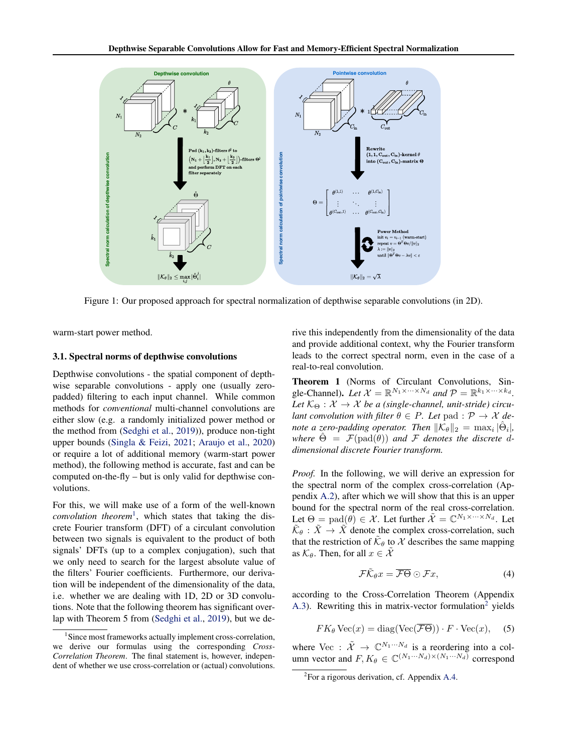Figure 1: Our proposed approach for spectral normalization of depthwise separable convolutions (in 2D).

warm-start power method.

### 3.1. Spectral norms of depthwise convolutions

Depthwise convolutions - the spatial component of depthwise separable convolutions - apply one (usually zero-padded) filtering to each input channel. While common methods for *conventional* multi-channel convolutions are either slow (e.g. a randomly initialized power method or the method from (Sedghi et al., 2019)), produce non-tight upper bounds (Singla & Feizi, 2021; Araujo et al., 2020) or require a lot of additional memory (warm-start power method), the following method is accurate, fast and can be computed on-the-fly – but is only valid for depthwise convolutions.

For this, we will make use of a form of the well-known *convolution theorem*[1], which states that taking the discrete Fourier transform (DFT) of a circulant convolution between two signals is equivalent to the product of both signals' DFTs (up to a complex conjugation), such that we only need to search for the largest absolute value of the filters' Fourier coefficients. Furthermore, our derivation will be independent of the dimensionality of the data, i.e. whether we are dealing with 1D, 2D or 3D convolutions. Note that the following theorem has significant overlap with Theorem 5 from (Sedghi et al., 2019), but we derive this independently from the dimensionality of the data and provide additional context, why the Fourier transform leads to the correct spectral norm, even in the case of a real-to-real convolution.

**Theorem 1** (Norms of Circulant Convolutions, Single-Channel). *Let $\mathcal{X} = \mathbb{R}^{N_1 \times \cdots \times N_d}$ and $\mathcal{P} = \mathbb{R}^{k_1 \times \cdots \times k_d}$. Let $\mathcal{K}_\Theta : \mathcal{X} \to \mathcal{X}$ be a (single-channel, unit-stride) circulant convolution with filter $\theta \in P$. Let $\mathrm{pad} : \mathcal{P} \to \mathcal{X}$ denote a zero-padding operator. Then $\|\mathcal{K}_\theta\|_2 = \max_i |\hat{\Theta}_i|$, where $\hat{\Theta} = \mathcal{F}(\mathrm{pad}(\theta))$ and $\mathcal{F}$ denotes the discrete $d$-dimensional discrete Fourier transform.*

*Proof.* In the following, we will derive an expression for the spectral norm of the complex cross-correlation (Appendix A.2), after which we will show that this is an upper bound for the spectral norm of the real cross-correlation. Let $\Theta = \mathrm{pad}(\theta) \in \mathcal{X}$. Let further $\tilde{\mathcal{X}} = \mathbb{C}^{N_1 \times \cdots \times N_d}$. Let $\tilde{\mathcal{K}}_\theta : \tilde{\mathcal{X}} \to \tilde{\mathcal{X}}$ denote the complex cross-correlation, such that the restriction of $\tilde{\mathcal{K}}_\theta$ to $\mathcal{X}$ describes the same mapping as $\mathcal{K}_\theta$. Then, for all $x \in \tilde{\mathcal{X}}$

$$\mathcal{F}\tilde{\mathcal{K}}_\theta x = \overline{\mathcal{F}\Theta} \odot \mathcal{F}x, \tag{4}$$

according to the Cross-Correlation Theorem (Appendix A.3). Rewriting this in matrix-vector formulation[2] yields

$$F K_\theta \,\mathrm{Vec}(x) = \mathrm{diag}(\mathrm{Vec}(\overline{\mathcal{F}\Theta})) \cdot F \cdot \mathrm{Vec}(x), \tag{5}$$

where $\mathrm{Vec} : \tilde{\mathcal{X}} \to \mathbb{C}^{N_1 \cdots N_d}$ is a reordering into a column vector and $F, K_\theta \in \mathbb{C}^{(N_1 \cdots N_d) \times (N_1 \cdots N_d)}$ correspond

[1] Since most frameworks actually implement cross-correlation, we derive our formulas using the corresponding *Cross-Correlation Theorem*. The final statement is, however, independent of whether we use cross-correlation or (actual) convolutions.

[2] For a rigorous derivation, cf. Appendix A.4.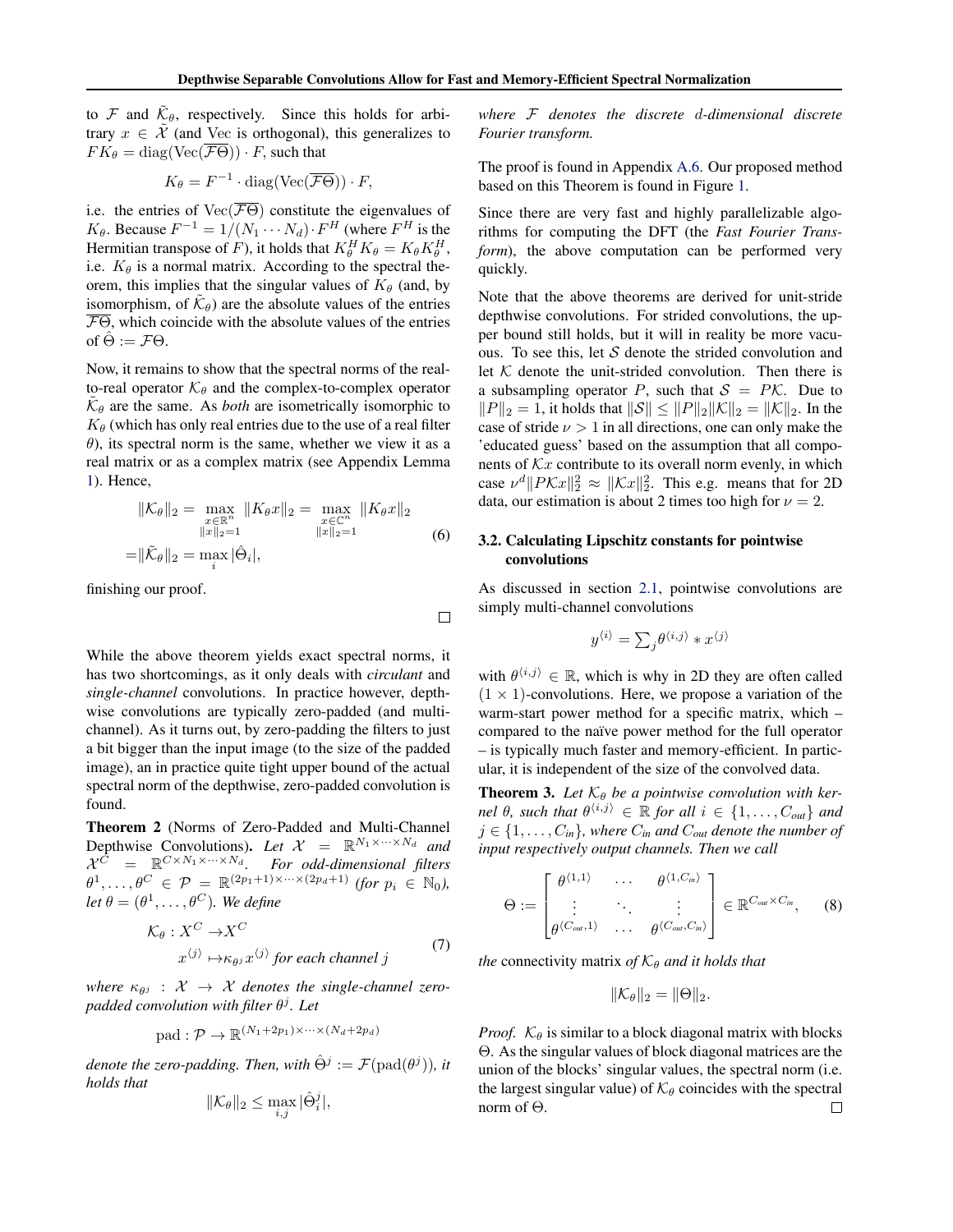to $\mathcal{F}$ and $\tilde{\mathcal{K}}_\theta$, respectively. Since this holds for arbitrary $x \in \tilde{\mathcal{X}}$ (and Vec is orthogonal), this generalizes to $FK_\theta = \operatorname{diag}(\operatorname{Vec}(\overline{\mathcal{F}\Theta})) \cdot F$, such that

$$K_\theta = F^{-1} \cdot \operatorname{diag}(\operatorname{Vec}(\overline{\mathcal{F}\Theta})) \cdot F,$$

i.e. the entries of $\operatorname{Vec}(\overline{\mathcal{F}\Theta})$ constitute the eigenvalues of $K_\theta$. Because $F^{-1} = 1/(N_1 \cdots N_d) \cdot F^H$ (where $F^H$ is the Hermitian transpose of $F$), it holds that $K_\theta^H K_\theta = K_\theta K_\theta^H$, i.e. $K_\theta$ is a normal matrix. According to the spectral theorem, this implies that the singular values of $K_\theta$ (and, by isomorphism, of $\tilde{\mathcal{K}}_\theta$) are the absolute values of the entries $\overline{\mathcal{F}\Theta}$, which coincide with the absolute values of the entries of $\hat{\Theta} := \mathcal{F}\Theta$.

Now, it remains to show that the spectral norms of the real-to-real operator $\mathcal{K}_\theta$ and the complex-to-complex operator $\tilde{\mathcal{K}}_\theta$ are the same. As *both* are isometrically isomorphic to $K_\theta$ (which has only real entries due to the use of a real filter $\theta$), its spectral norm is the same, whether we view it as a real matrix or as a complex matrix (see Appendix Lemma 1). Hence,

$$\begin{aligned} \|\mathcal{K}_\theta\|_2 = & \max_{\substack{x \in \mathbb{R}^n \\ \|x\|_2 = 1}} \|K_\theta x\|_2 = \max_{\substack{x \in \mathbb{C}^n \\ \|x\|_2 = 1}} \|K_\theta x\|_2 \\ = & \|\tilde{\mathcal{K}}_\theta\|_2 = \max_i |\hat{\Theta}_i|, \end{aligned} \tag{6}$$

finishing our proof. □

While the above theorem yields exact spectral norms, it has two shortcomings, as it only deals with *circulant* and *single-channel* convolutions. In practice however, depthwise convolutions are typically zero-padded (and multi-channel). As it turns out, by zero-padding the filters to just a bit bigger than the input image (to the size of the padded image), an in practice quite tight upper bound of the actual spectral norm of the depthwise, zero-padded convolution is found.

**Theorem 2** (Norms of Zero-Padded and Multi-Channel Depthwise Convolutions)**.** *Let $\mathcal{X} = \mathbb{R}^{N_1 \times \cdots \times N_d}$ and $\mathcal{X}^C = \mathbb{R}^{C \times N_1 \times \cdots \times N_d}$. For odd-dimensional filters $\theta^1, \ldots, \theta^C \in \mathcal{P} = \mathbb{R}^{(2p_1+1) \times \cdots \times (2p_d+1)}$ (for $p_i \in \mathbb{N}_0$), let $\theta = (\theta^1, \ldots, \theta^C)$. We define*

$$\begin{aligned} \mathcal{K}_\theta : X^C \to & X^C \\ x^{\langle j \rangle} \mapsto & \kappa_{\theta^j} x^{\langle j \rangle} \text{ for each channel } j \end{aligned} \tag{7}$$

*where $\kappa_{\theta^j} : \mathcal{X} \to \mathcal{X}$ denotes the single-channel zero-padded convolution with filter $\theta^j$. Let*

$$\operatorname{pad} : \mathcal{P} \to \mathbb{R}^{(N_1+2p_1) \times \cdots \times (N_d+2p_d)}$$

*denote the zero-padding. Then, with $\hat{\Theta}^j := \mathcal{F}(\operatorname{pad}(\theta^j))$, it holds that*

$$\|\mathcal{K}_\theta\|_2 \leq \max_{i,j} |\hat{\Theta}_i^j|,$$

*where $\mathcal{F}$ denotes the discrete $d$-dimensional discrete Fourier transform.*

The proof is found in Appendix A.6. Our proposed method based on this Theorem is found in Figure 1.

Since there are very fast and highly parallelizable algorithms for computing the DFT (the *Fast Fourier Transform*), the above computation can be performed very quickly.

Note that the above theorems are derived for unit-stride depthwise convolutions. For strided convolutions, the upper bound still holds, but it will in reality be more vacuous. To see this, let $\mathcal{S}$ denote the strided convolution and let $\mathcal{K}$ denote the unit-strided convolution. Then there is a subsampling operator $P$, such that $\mathcal{S} = P\mathcal{K}$. Due to $\|P\|_2 = 1$, it holds that $\|\mathcal{S}\| \leq \|P\|_2 \|\mathcal{K}\|_2 = \|\mathcal{K}\|_2$. In the case of stride $\nu > 1$ in all directions, one can only make the 'educated guess' based on the assumption that all components of $\mathcal{K}x$ contribute to its overall norm evenly, in which case $\nu^d \|P\mathcal{K}x\|_2^2 \approx \|\mathcal{K}x\|_2^2$. This e.g. means that for 2D data, our estimation is about 2 times too high for $\nu = 2$.

### 3.2. Calculating Lipschitz constants for pointwise convolutions

As discussed in section 2.1, pointwise convolutions are simply multi-channel convolutions

$$y^{\langle i \rangle} = \textstyle\sum_j \theta^{\langle i,j \rangle} * x^{\langle j \rangle}$$

with $\theta^{\langle i,j \rangle} \in \mathbb{R}$, which is why in 2D they are often called $(1 \times 1)$-convolutions. Here, we propose a variation of the warm-start power method for a specific matrix, which – compared to the naïve power method for the full operator – is typically much faster and memory-efficient. In particular, it is independent of the size of the convolved data.

**Theorem 3.** *Let $\mathcal{K}_\theta$ be a pointwise convolution with kernel $\theta$, such that $\theta^{\langle i,j \rangle} \in \mathbb{R}$ for all $i \in \{1, \ldots, C_{out}\}$ and $j \in \{1, \ldots, C_{in}\}$, where $C_{in}$ and $C_{out}$ denote the number of input respectively output channels. Then we call*

$$\Theta := \begin{bmatrix} \theta^{\langle 1,1 \rangle} & \cdots & \theta^{\langle 1,C_{in} \rangle} \\ \vdots & \ddots & \vdots \\ \theta^{\langle C_{out},1 \rangle} & \cdots & \theta^{\langle C_{out},C_{in} \rangle} \end{bmatrix} \in \mathbb{R}^{C_{out} \times C_{in}}, \tag{8}$$

*the* connectivity matrix *of $\mathcal{K}_\theta$ and it holds that*

$$\|\mathcal{K}_\theta\|_2 = \|\Theta\|_2.$$

*Proof.* $\mathcal{K}_\theta$ is similar to a block diagonal matrix with blocks $\Theta$. As the singular values of block diagonal matrices are the union of the blocks' singular values, the spectral norm (i.e. the largest singular value) of $\mathcal{K}_\theta$ coincides with the spectral norm of $\Theta$. □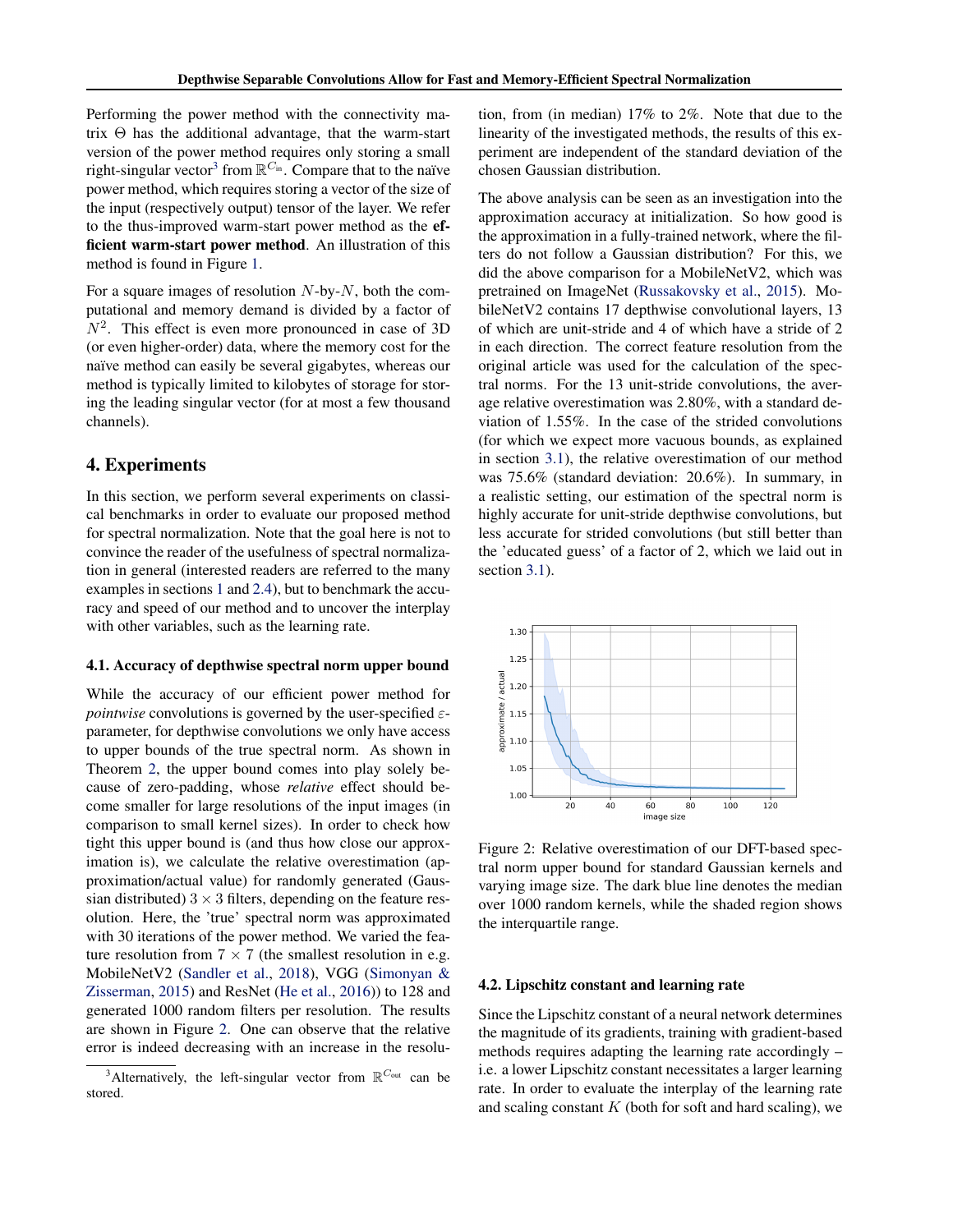Performing the power method with the connectivity matrix $\Theta$ has the additional advantage, that the warm-start version of the power method requires only storing a small right-singular vector[3] from $\mathbb{R}^{C_{\text{in}}}$. Compare that to the naïve power method, which requires storing a vector of the size of the input (respectively output) tensor of the layer. We refer to the thus-improved warm-start power method as the **efficient warm-start power method**. An illustration of this method is found in Figure 1.

For a square images of resolution $N$-by-$N$, both the computational and memory demand is divided by a factor of $N^2$. This effect is even more pronounced in case of 3D (or even higher-order) data, where the memory cost for the naïve method can easily be several gigabytes, whereas our method is typically limited to kilobytes of storage for storing the leading singular vector (for at most a few thousand channels).

## 4. Experiments

In this section, we perform several experiments on classical benchmarks in order to evaluate our proposed method for spectral normalization. Note that the goal here is not to convince the reader of the usefulness of spectral normalization in general (interested readers are referred to the many examples in sections 1 and 2.4), but to benchmark the accuracy and speed of our method and to uncover the interplay with other variables, such as the learning rate.

### 4.1. Accuracy of depthwise spectral norm upper bound

While the accuracy of our efficient power method for *pointwise* convolutions is governed by the user-specified $\varepsilon$-parameter, for depthwise convolutions we only have access to upper bounds of the true spectral norm. As shown in Theorem 2, the upper bound comes into play solely because of zero-padding, whose *relative* effect should become smaller for large resolutions of the input images (in comparison to small kernel sizes). In order to check how tight this upper bound is (and thus how close our approximation is), we calculate the relative overestimation (approximation/actual value) for randomly generated (Gaussian distributed) $3 \times 3$ filters, depending on the feature resolution. Here, the 'true' spectral norm was approximated with 30 iterations of the power method. We varied the feature resolution from $7 \times 7$ (the smallest resolution in e.g. MobileNetV2 (Sandler et al., 2018), VGG (Simonyan & Zisserman, 2015) and ResNet (He et al., 2016)) to 128 and generated 1000 random filters per resolution. The results are shown in Figure 2. One can observe that the relative error is indeed decreasing with an increase in the resolution, from (in median) 17% to 2%. Note that due to the linearity of the investigated methods, the results of this experiment are independent of the standard deviation of the chosen Gaussian distribution.

The above analysis can be seen as an investigation into the approximation accuracy at initialization. So how good is the approximation in a fully-trained network, where the filters do not follow a Gaussian distribution? For this, we did the above comparison for a MobileNetV2, which was pretrained on ImageNet (Russakovsky et al., 2015). MobileNetV2 contains 17 depthwise convolutional layers, 13 of which are unit-stride and 4 of which have a stride of 2 in each direction. The correct feature resolution from the original article was used for the calculation of the spectral norms. For the 13 unit-stride convolutions, the average relative overestimation was 2.80%, with a standard deviation of 1.55%. In the case of the strided convolutions (for which we expect more vacuous bounds, as explained in section 3.1), the relative overestimation of our method was 75.6% (standard deviation: 20.6%). In summary, in a realistic setting, our estimation of the spectral norm is highly accurate for unit-stride depthwise convolutions, but less accurate for strided convolutions (but still better than the 'educated guess' of a factor of 2, which we laid out in section 3.1).

Figure 2: Relative overestimation of our DFT-based spectral norm upper bound for standard Gaussian kernels and varying image size. The dark blue line denotes the median over 1000 random kernels, while the shaded region shows the interquartile range.

### 4.2. Lipschitz constant and learning rate

Since the Lipschitz constant of a neural network determines the magnitude of its gradients, training with gradient-based methods requires adapting the learning rate accordingly – i.e. a lower Lipschitz constant necessitates a larger learning rate. In order to evaluate the interplay of the learning rate and scaling constant $K$ (both for soft and hard scaling), we

[3] Alternatively, the left-singular vector from $\mathbb{R}^{C_{\text{out}}}$ can be stored.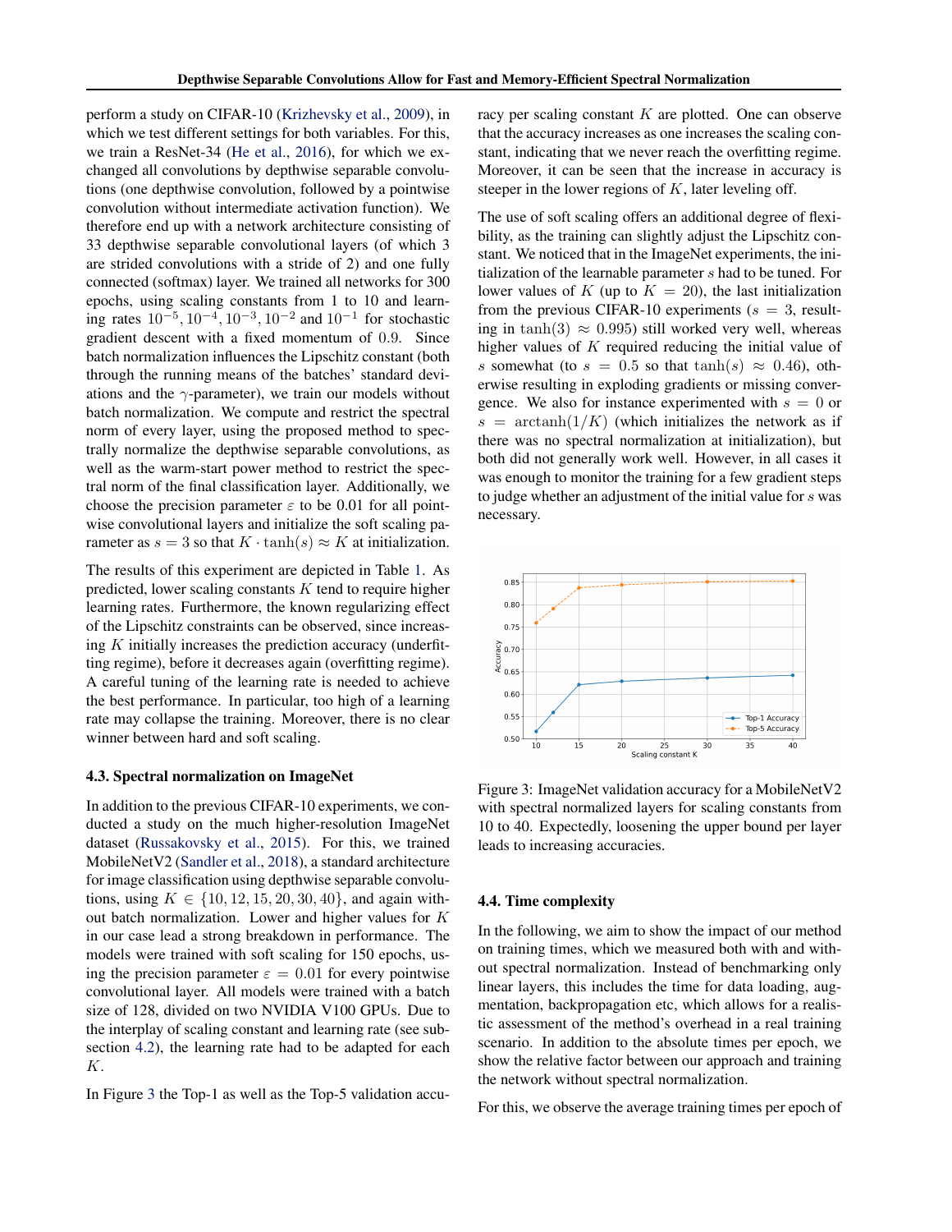perform a study on CIFAR-10 (Krizhevsky et al., 2009), in which we test different settings for both variables. For this, we train a ResNet-34 (He et al., 2016), for which we exchanged all convolutions by depthwise separable convolutions (one depthwise convolution, followed by a pointwise convolution without intermediate activation function). We therefore end up with a network architecture consisting of 33 depthwise separable convolutional layers (of which 3 are strided convolutions with a stride of 2) and one fully connected (softmax) layer. We trained all networks for 300 epochs, using scaling constants from 1 to 10 and learning rates $10^{-5}, 10^{-4}, 10^{-3}, 10^{-2}$ and $10^{-1}$ for stochastic gradient descent with a fixed momentum of 0.9. Since batch normalization influences the Lipschitz constant (both through the running means of the batches' standard deviations and the $\gamma$-parameter), we train our models without batch normalization. We compute and restrict the spectral norm of every layer, using the proposed method to spectrally normalize the depthwise separable convolutions, as well as the warm-start power method to restrict the spectral norm of the final classification layer. Additionally, we choose the precision parameter $\varepsilon$ to be 0.01 for all pointwise convolutional layers and initialize the soft scaling parameter as $s = 3$ so that $K \cdot \tanh(s) \approx K$ at initialization.

The results of this experiment are depicted in Table 1. As predicted, lower scaling constants $K$ tend to require higher learning rates. Furthermore, the known regularizing effect of the Lipschitz constraints can be observed, since increasing $K$ initially increases the prediction accuracy (underfitting regime), before it decreases again (overfitting regime). A careful tuning of the learning rate is needed to achieve the best performance. In particular, too high of a learning rate may collapse the training. Moreover, there is no clear winner between hard and soft scaling.

### 4.3. Spectral normalization on ImageNet

In addition to the previous CIFAR-10 experiments, we conducted a study on the much higher-resolution ImageNet dataset (Russakovsky et al., 2015). For this, we trained MobileNetV2 (Sandler et al., 2018), a standard architecture for image classification using depthwise separable convolutions, using $K \in \{10, 12, 15, 20, 30, 40\}$, and again without batch normalization. Lower and higher values for $K$ in our case lead a strong breakdown in performance. The models were trained with soft scaling for 150 epochs, using the precision parameter $\varepsilon = 0.01$ for every pointwise convolutional layer. All models were trained with a batch size of 128, divided on two NVIDIA V100 GPUs. Due to the interplay of scaling constant and learning rate (see subsection 4.2), the learning rate had to be adapted for each $K$.

In Figure 3 the Top-1 as well as the Top-5 validation accuracy per scaling constant $K$ are plotted. One can observe that the accuracy increases as one increases the scaling constant, indicating that we never reach the overfitting regime. Moreover, it can be seen that the increase in accuracy is steeper in the lower regions of $K$, later leveling off.

The use of soft scaling offers an additional degree of flexibility, as the training can slightly adjust the Lipschitz constant. We noticed that in the ImageNet experiments, the initialization of the learnable parameter $s$ had to be tuned. For lower values of $K$ (up to $K = 20$), the last initialization from the previous CIFAR-10 experiments ($s = 3$, resulting in $\tanh(3) \approx 0.995$) still worked very well, whereas higher values of $K$ required reducing the initial value of $s$ somewhat (to $s = 0.5$ so that $\tanh(s) \approx 0.46$), otherwise resulting in exploding gradients or missing convergence. We also for instance experimented with $s = 0$ or $s = \operatorname{arctanh}(1/K)$ (which initializes the network as if there was no spectral normalization at initialization), but both did not generally work well. However, in all cases it was enough to monitor the training for a few gradient steps to judge whether an adjustment of the initial value for $s$ was necessary.

Figure 3: ImageNet validation accuracy for a MobileNetV2 with spectral normalized layers for scaling constants from 10 to 40. Expectedly, loosening the upper bound per layer leads to increasing accuracies.

### 4.4. Time complexity

In the following, we aim to show the impact of our method on training times, which we measured both with and without spectral normalization. Instead of benchmarking only linear layers, this includes the time for data loading, augmentation, backpropagation etc, which allows for a realistic assessment of the method's overhead in a real training scenario. In addition to the absolute times per epoch, we show the relative factor between our approach and training the network without spectral normalization.

For this, we observe the average training times per epoch of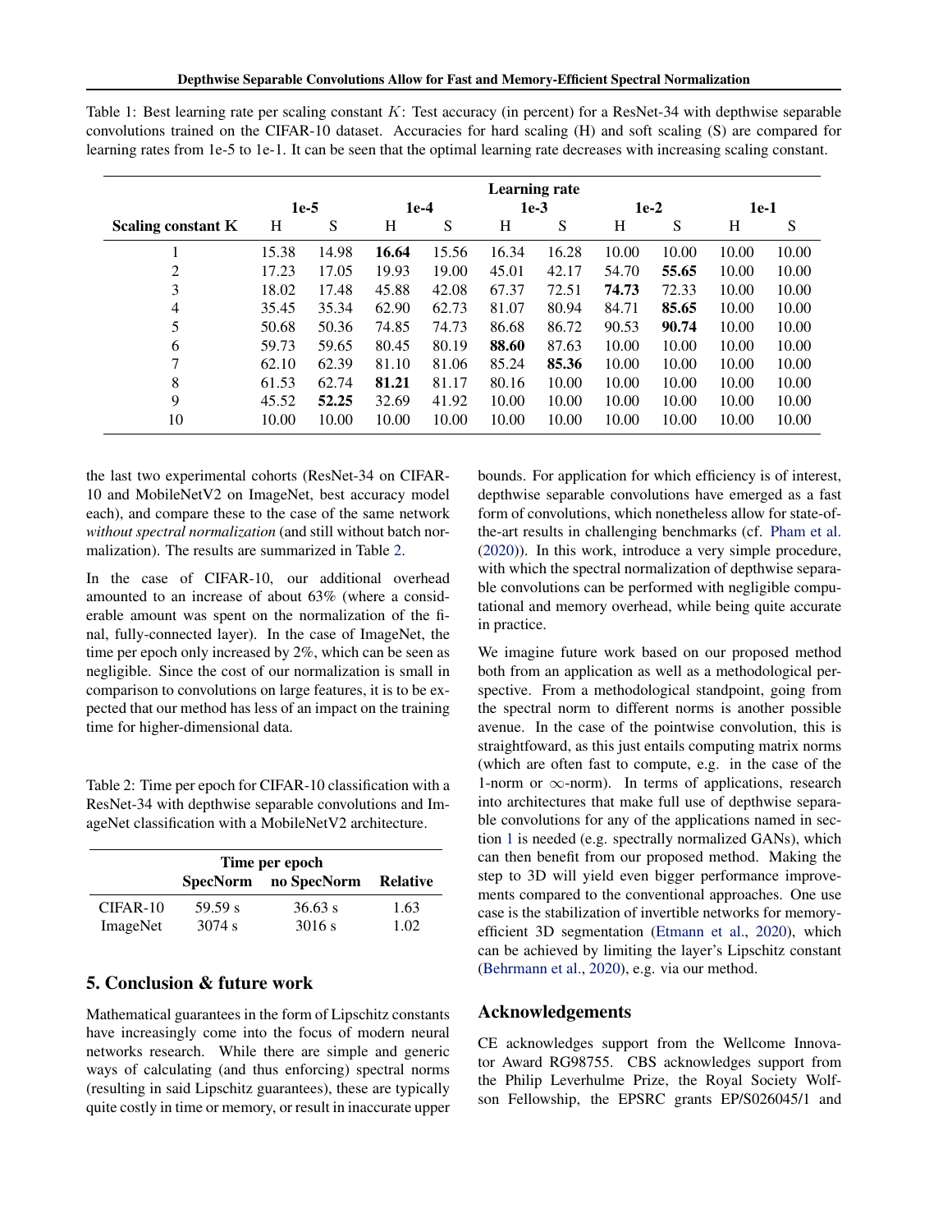Table 1: Best learning rate per scaling constant $K$: Test accuracy (in percent) for a ResNet-34 with depthwise separable convolutions trained on the CIFAR-10 dataset. Accuracies for hard scaling (H) and soft scaling (S) are compared for learning rates from 1e-5 to 1e-1. It can be seen that the optimal learning rate decreases with increasing scaling constant.

| | **Learning rate** | | | | | | | | | |
|---|---|---|---|---|---|---|---|---|---|---|
| | **1e-5** | | **1e-4** | | **1e-3** | | **1e-2** | | **1e-1** | |
| **Scaling constant K** | H | S | H | S | H | S | H | S | H | S |
| 1 | 15.38 | 14.98 | **16.64** | 15.56 | 16.34 | 16.28 | 10.00 | 10.00 | 10.00 | 10.00 |
| 2 | 17.23 | 17.05 | 19.93 | 19.00 | 45.01 | 42.17 | 54.70 | **55.65** | 10.00 | 10.00 |
| 3 | 18.02 | 17.48 | 45.88 | 42.08 | 67.37 | 72.51 | **74.73** | 72.33 | 10.00 | 10.00 |
| 4 | 35.45 | 35.34 | 62.90 | 62.73 | 81.07 | 80.94 | 84.71 | **85.65** | 10.00 | 10.00 |
| 5 | 50.68 | 50.36 | 74.85 | 74.73 | 86.68 | 86.72 | 90.53 | **90.74** | 10.00 | 10.00 |
| 6 | 59.73 | 59.65 | 80.45 | 80.19 | **88.60** | 87.63 | 10.00 | 10.00 | 10.00 | 10.00 |
| 7 | 62.10 | 62.39 | 81.10 | 81.06 | 85.24 | **85.36** | 10.00 | 10.00 | 10.00 | 10.00 |
| 8 | 61.53 | 62.74 | **81.21** | 81.17 | 80.16 | 10.00 | 10.00 | 10.00 | 10.00 | 10.00 |
| 9 | 45.52 | **52.25** | 32.69 | 41.92 | 10.00 | 10.00 | 10.00 | 10.00 | 10.00 | 10.00 |
| 10 | 10.00 | 10.00 | 10.00 | 10.00 | 10.00 | 10.00 | 10.00 | 10.00 | 10.00 | 10.00 |

the last two experimental cohorts (ResNet-34 on CIFAR-10 and MobileNetV2 on ImageNet, best accuracy model each), and compare these to the case of the same network *without spectral normalization* (and still without batch normalization). The results are summarized in Table 2.

In the case of CIFAR-10, our additional overhead amounted to an increase of about 63% (where a considerable amount was spent on the normalization of the final, fully-connected layer). In the case of ImageNet, the time per epoch only increased by 2%, which can be seen as negligible. Since the cost of our normalization is small in comparison to convolutions on large features, it is to be expected that our method has less of an impact on the training time for higher-dimensional data.

Table 2: Time per epoch for CIFAR-10 classification with a ResNet-34 with depthwise separable convolutions and ImageNet classification with a MobileNetV2 architecture.

| | **Time per epoch** | | |
|---|---|---|---|
| | **SpecNorm** | **no SpecNorm** | **Relative** |
| CIFAR-10 | 59.59 s | 36.63 s | 1.63 |
| ImageNet | 3074 s | 3016 s | 1.02 |

## 5. Conclusion & future work

Mathematical guarantees in the form of Lipschitz constants have increasingly come into the focus of modern neural networks research. While there are simple and generic ways of calculating (and thus enforcing) spectral norms (resulting in said Lipschitz guarantees), these are typically quite costly in time or memory, or result in inaccurate upper bounds. For application for which efficiency is of interest, depthwise separable convolutions have emerged as a fast form of convolutions, which nonetheless allow for state-of-the-art results in challenging benchmarks (cf. Pham et al. (2020)). In this work, introduce a very simple procedure, with which the spectral normalization of depthwise separable convolutions can be performed with negligible computational and memory overhead, while being quite accurate in practice.

We imagine future work based on our proposed method both from an application as well as a methodological perspective. From a methodological standpoint, going from the spectral norm to different norms is another possible avenue. In the case of the pointwise convolution, this is straightfoward, as this just entails computing matrix norms (which are often fast to compute, e.g. in the case of the 1-norm or $\infty$-norm). In terms of applications, research into architectures that make full use of depthwise separable convolutions for any of the applications named in section 1 is needed (e.g. spectrally normalized GANs), which can then benefit from our proposed method. Making the step to 3D will yield even bigger performance improvements compared to the conventional approaches. One use case is the stabilization of invertible networks for memory-efficient 3D segmentation (Etmann et al., 2020), which can be achieved by limiting the layer's Lipschitz constant (Behrmann et al., 2020), e.g. via our method.

## Acknowledgements

CE acknowledges support from the Wellcome Innovator Award RG98755. CBS acknowledges support from the Philip Leverhulme Prize, the Royal Society Wolfson Fellowship, the EPSRC grants EP/S026045/1 and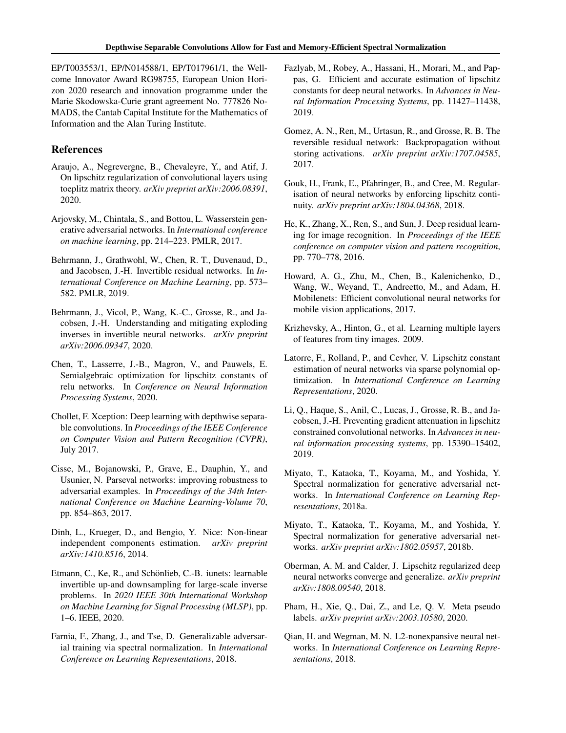EP/T003553/1, EP/N014588/1, EP/T017961/1, the Wellcome Innovator Award RG98755, European Union Horizon 2020 research and innovation programme under the Marie Skodowska-Curie grant agreement No. 777826 NoMADS, the Cantab Capital Institute for the Mathematics of Information and the Alan Turing Institute.

## References

Araujo, A., Negrevergne, B., Chevaleyre, Y., and Atif, J. On lipschitz regularization of convolutional layers using toeplitz matrix theory. *arXiv preprint arXiv:2006.08391*, 2020.

Arjovsky, M., Chintala, S., and Bottou, L. Wasserstein generative adversarial networks. In *International conference on machine learning*, pp. 214–223. PMLR, 2017.

Behrmann, J., Grathwohl, W., Chen, R. T., Duvenaud, D., and Jacobsen, J.-H. Invertible residual networks. In *International Conference on Machine Learning*, pp. 573–582. PMLR, 2019.

Behrmann, J., Vicol, P., Wang, K.-C., Grosse, R., and Jacobsen, J.-H. Understanding and mitigating exploding inverses in invertible neural networks. *arXiv preprint arXiv:2006.09347*, 2020.

Chen, T., Lasserre, J.-B., Magron, V., and Pauwels, E. Semialgebraic optimization for lipschitz constants of relu networks. In *Conference on Neural Information Processing Systems*, 2020.

Chollet, F. Xception: Deep learning with depthwise separable convolutions. In *Proceedings of the IEEE Conference on Computer Vision and Pattern Recognition (CVPR)*, July 2017.

Cisse, M., Bojanowski, P., Grave, E., Dauphin, Y., and Usunier, N. Parseval networks: improving robustness to adversarial examples. In *Proceedings of the 34th International Conference on Machine Learning-Volume 70*, pp. 854–863, 2017.

Dinh, L., Krueger, D., and Bengio, Y. Nice: Non-linear independent components estimation. *arXiv preprint arXiv:1410.8516*, 2014.

Etmann, C., Ke, R., and Schönlieb, C.-B. iunets: learnable invertible up-and downsampling for large-scale inverse problems. In *2020 IEEE 30th International Workshop on Machine Learning for Signal Processing (MLSP)*, pp. 1–6. IEEE, 2020.

Farnia, F., Zhang, J., and Tse, D. Generalizable adversarial training via spectral normalization. In *International Conference on Learning Representations*, 2018.

Fazlyab, M., Robey, A., Hassani, H., Morari, M., and Pappas, G. Efficient and accurate estimation of lipschitz constants for deep neural networks. In *Advances in Neural Information Processing Systems*, pp. 11427–11438, 2019.

Gomez, A. N., Ren, M., Urtasun, R., and Grosse, R. B. The reversible residual network: Backpropagation without storing activations. *arXiv preprint arXiv:1707.04585*, 2017.

Gouk, H., Frank, E., Pfahringer, B., and Cree, M. Regularisation of neural networks by enforcing lipschitz continuity. *arXiv preprint arXiv:1804.04368*, 2018.

He, K., Zhang, X., Ren, S., and Sun, J. Deep residual learning for image recognition. In *Proceedings of the IEEE conference on computer vision and pattern recognition*, pp. 770–778, 2016.

Howard, A. G., Zhu, M., Chen, B., Kalenichenko, D., Wang, W., Weyand, T., Andreetto, M., and Adam, H. Mobilenets: Efficient convolutional neural networks for mobile vision applications, 2017.

Krizhevsky, A., Hinton, G., et al. Learning multiple layers of features from tiny images. 2009.

Latorre, F., Rolland, P., and Cevher, V. Lipschitz constant estimation of neural networks via sparse polynomial optimization. In *International Conference on Learning Representations*, 2020.

Li, Q., Haque, S., Anil, C., Lucas, J., Grosse, R. B., and Jacobsen, J.-H. Preventing gradient attenuation in lipschitz constrained convolutional networks. In *Advances in neural information processing systems*, pp. 15390–15402, 2019.

Miyato, T., Kataoka, T., Koyama, M., and Yoshida, Y. Spectral normalization for generative adversarial networks. In *International Conference on Learning Representations*, 2018a.

Miyato, T., Kataoka, T., Koyama, M., and Yoshida, Y. Spectral normalization for generative adversarial networks. *arXiv preprint arXiv:1802.05957*, 2018b.

Oberman, A. M. and Calder, J. Lipschitz regularized deep neural networks converge and generalize. *arXiv preprint arXiv:1808.09540*, 2018.

Pham, H., Xie, Q., Dai, Z., and Le, Q. V. Meta pseudo labels. *arXiv preprint arXiv:2003.10580*, 2020.

Qian, H. and Wegman, M. N. L2-nonexpansive neural networks. In *International Conference on Learning Representations*, 2018.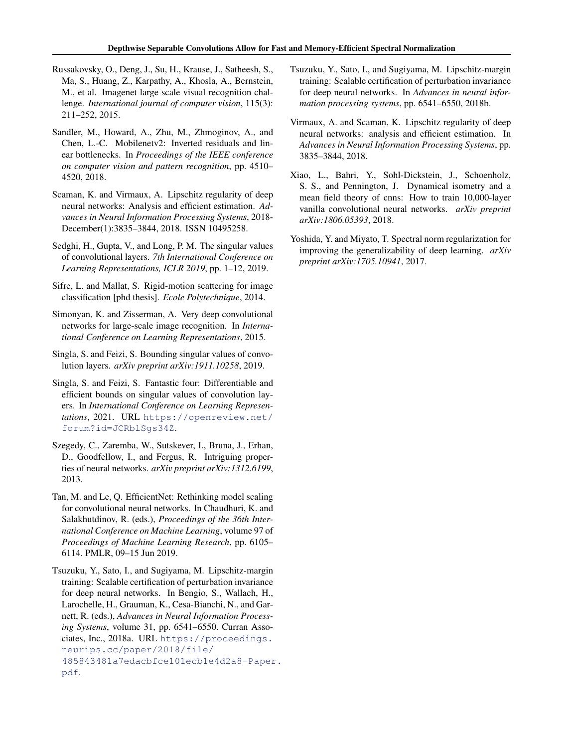Russakovsky, O., Deng, J., Su, H., Krause, J., Satheesh, S., Ma, S., Huang, Z., Karpathy, A., Khosla, A., Bernstein, M., et al. Imagenet large scale visual recognition challenge. *International journal of computer vision*, 115(3): 211–252, 2015.

Sandler, M., Howard, A., Zhu, M., Zhmoginov, A., and Chen, L.-C. Mobilenetv2: Inverted residuals and linear bottlenecks. In *Proceedings of the IEEE conference on computer vision and pattern recognition*, pp. 4510–4520, 2018.

Scaman, K. and Virmaux, A. Lipschitz regularity of deep neural networks: Analysis and efficient estimation. *Advances in Neural Information Processing Systems*, 2018-December(1):3835–3844, 2018. ISSN 10495258.

Sedghi, H., Gupta, V., and Long, P. M. The singular values of convolutional layers. *7th International Conference on Learning Representations, ICLR 2019*, pp. 1–12, 2019.

Sifre, L. and Mallat, S. Rigid-motion scattering for image classification [phd thesis]. *Ecole Polytechnique*, 2014.

Simonyan, K. and Zisserman, A. Very deep convolutional networks for large-scale image recognition. In *International Conference on Learning Representations*, 2015.

Singla, S. and Feizi, S. Bounding singular values of convolution layers. *arXiv preprint arXiv:1911.10258*, 2019.

Singla, S. and Feizi, S. Fantastic four: Differentiable and efficient bounds on singular values of convolution layers. In *International Conference on Learning Representations*, 2021. URL https://openreview.net/forum?id=JCRblSgs34Z.

Szegedy, C., Zaremba, W., Sutskever, I., Bruna, J., Erhan, D., Goodfellow, I., and Fergus, R. Intriguing properties of neural networks. *arXiv preprint arXiv:1312.6199*, 2013.

Tan, M. and Le, Q. EfficientNet: Rethinking model scaling for convolutional neural networks. In Chaudhuri, K. and Salakhutdinov, R. (eds.), *Proceedings of the 36th International Conference on Machine Learning*, volume 97 of *Proceedings of Machine Learning Research*, pp. 6105–6114. PMLR, 09–15 Jun 2019.

Tsuzuku, Y., Sato, I., and Sugiyama, M. Lipschitz-margin training: Scalable certification of perturbation invariance for deep neural networks. In Bengio, S., Wallach, H., Larochelle, H., Grauman, K., Cesa-Bianchi, N., and Garnett, R. (eds.), *Advances in Neural Information Processing Systems*, volume 31, pp. 6541–6550. Curran Associates, Inc., 2018a. URL https://proceedings.neurips.cc/paper/2018/file/485843481a7edacbfce101ecb1e4d2a8-Paper.pdf.

Tsuzuku, Y., Sato, I., and Sugiyama, M. Lipschitz-margin training: Scalable certification of perturbation invariance for deep neural networks. In *Advances in neural information processing systems*, pp. 6541–6550, 2018b.

Virmaux, A. and Scaman, K. Lipschitz regularity of deep neural networks: analysis and efficient estimation. In *Advances in Neural Information Processing Systems*, pp. 3835–3844, 2018.

Xiao, L., Bahri, Y., Sohl-Dickstein, J., Schoenholz, S. S., and Pennington, J. Dynamical isometry and a mean field theory of cnns: How to train 10,000-layer vanilla convolutional neural networks. *arXiv preprint arXiv:1806.05393*, 2018.

Yoshida, Y. and Miyato, T. Spectral norm regularization for improving the generalizability of deep learning. *arXiv preprint arXiv:1705.10941*, 2017.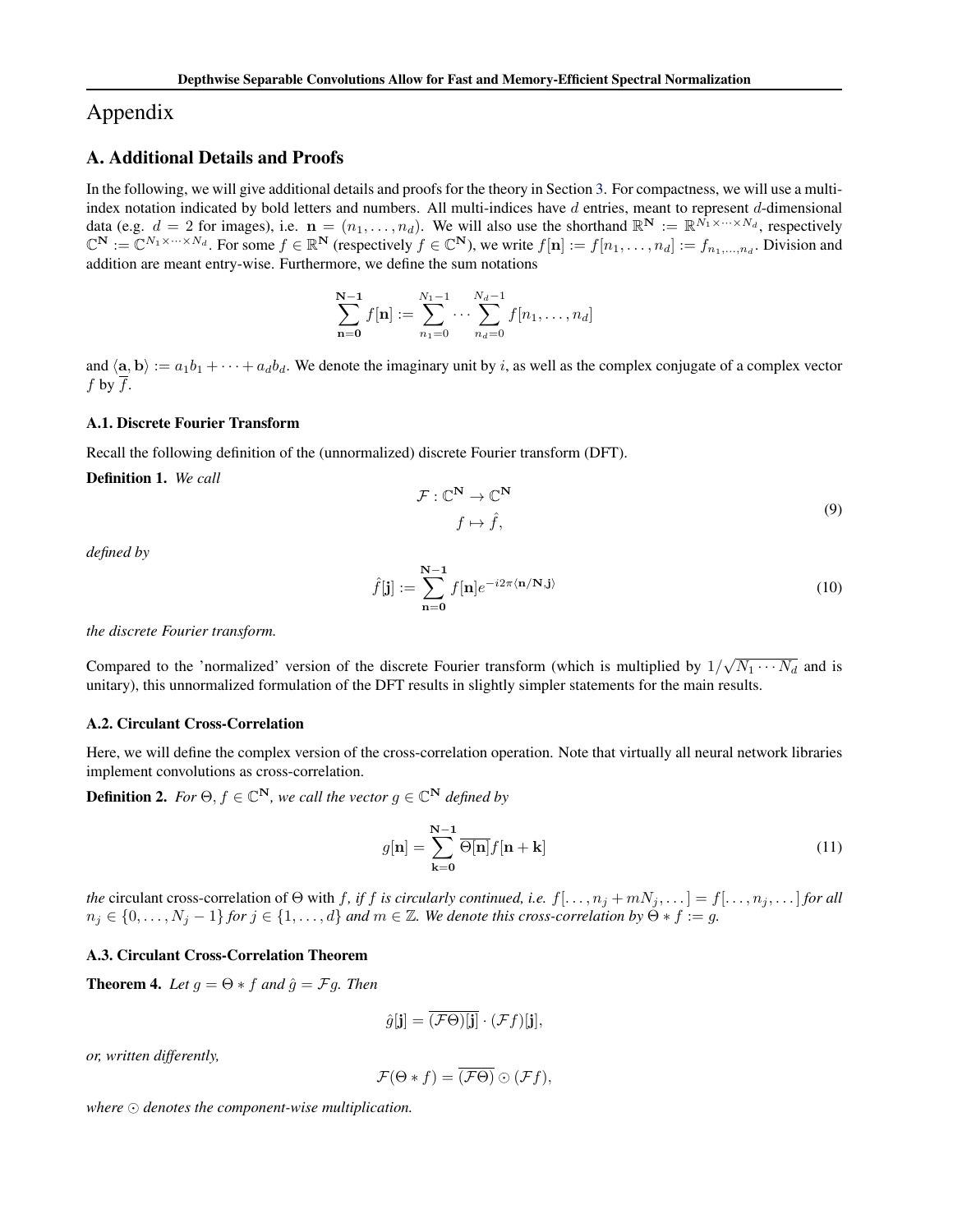# Appendix

## A. Additional Details and Proofs

In the following, we will give additional details and proofs for the theory in Section 3. For compactness, we will use a multi-index notation indicated by bold letters and numbers. All multi-indices have $d$ entries, meant to represent $d$-dimensional data (e.g. $d = 2$ for images), i.e. $\mathbf{n} = (n_1, \ldots, n_d)$. We will also use the shorthand $\mathbb{R}^{\mathbf{N}} := \mathbb{R}^{N_1 \times \cdots \times N_d}$, respectively $\mathbb{C}^{\mathbf{N}} := \mathbb{C}^{N_1 \times \cdots \times N_d}$. For some $f \in \mathbb{R}^{\mathbf{N}}$ (respectively $f \in \mathbb{C}^{\mathbf{N}}$), we write $f[\mathbf{n}] := f[n_1, \ldots, n_d] := f_{n_1,\ldots,n_d}$. Division and addition are meant entry-wise. Furthermore, we define the sum notations

$$\sum_{\mathbf{n}=\mathbf{0}}^{\mathbf{N}-\mathbf{1}} f[\mathbf{n}] := \sum_{n_1=0}^{N_1-1} \cdots \sum_{n_d=0}^{N_d-1} f[n_1, \ldots, n_d]$$

and $\langle \mathbf{a}, \mathbf{b} \rangle := a_1 b_1 + \cdots + a_d b_d$. We denote the imaginary unit by $i$, as well as the complex conjugate of a complex vector $f$ by $\overline{f}$.

### A.1. Discrete Fourier Transform

Recall the following definition of the (unnormalized) discrete Fourier transform (DFT).

**Definition 1.** *We call*

$$\begin{aligned} \mathcal{F} : \mathbb{C}^{\mathbf{N}} &\to \mathbb{C}^{\mathbf{N}} \\ f &\mapsto \hat{f}, \end{aligned} \tag{9}$$

*defined by*

$$\hat{f}[\mathbf{j}] := \sum_{\mathbf{n}=\mathbf{0}}^{\mathbf{N}-\mathbf{1}} f[\mathbf{n}] e^{-i2\pi \langle \mathbf{n}/\mathbf{N}, \mathbf{j} \rangle} \tag{10}$$

*the discrete Fourier transform.*

Compared to the 'normalized' version of the discrete Fourier transform (which is multiplied by $1/\sqrt{N_1 \cdots N_d}$ and is unitary), this unnormalized formulation of the DFT results in slightly simpler statements for the main results.

### A.2. Circulant Cross-Correlation

Here, we will define the complex version of the cross-correlation operation. Note that virtually all neural network libraries implement convolutions as cross-correlation.

**Definition 2.** *For $\Theta, f \in \mathbb{C}^{\mathbf{N}}$, we call the vector $g \in \mathbb{C}^{\mathbf{N}}$ defined by*

$$g[\mathbf{n}] = \sum_{\mathbf{k}=\mathbf{0}}^{\mathbf{N}-\mathbf{1}} \overline{\Theta[\mathbf{n}]} f[\mathbf{n} + \mathbf{k}] \tag{11}$$

*the* circulant cross-correlation of $\Theta$ with $f$, *if $f$ is circularly continued, i.e. $f[\ldots, n_j + mN_j, \ldots] = f[\ldots, n_j, \ldots]$ for all $n_j \in \{0, \ldots, N_j - 1\}$ for $j \in \{1, \ldots, d\}$ and $m \in \mathbb{Z}$. We denote this cross-correlation by $\Theta * f := g$.*

### A.3. Circulant Cross-Correlation Theorem

**Theorem 4.** *Let $g = \Theta * f$ and $\hat{g} = \mathcal{F}g$. Then*

$$\hat{g}[\mathbf{j}] = \overline{(\mathcal{F}\Theta)[\mathbf{j}]} \cdot (\mathcal{F}f)[\mathbf{j}],$$

*or, written differently,*

$$\mathcal{F}(\Theta * f) = \overline{(\mathcal{F}\Theta)} \odot (\mathcal{F}f),$$

*where $\odot$ denotes the component-wise multiplication.*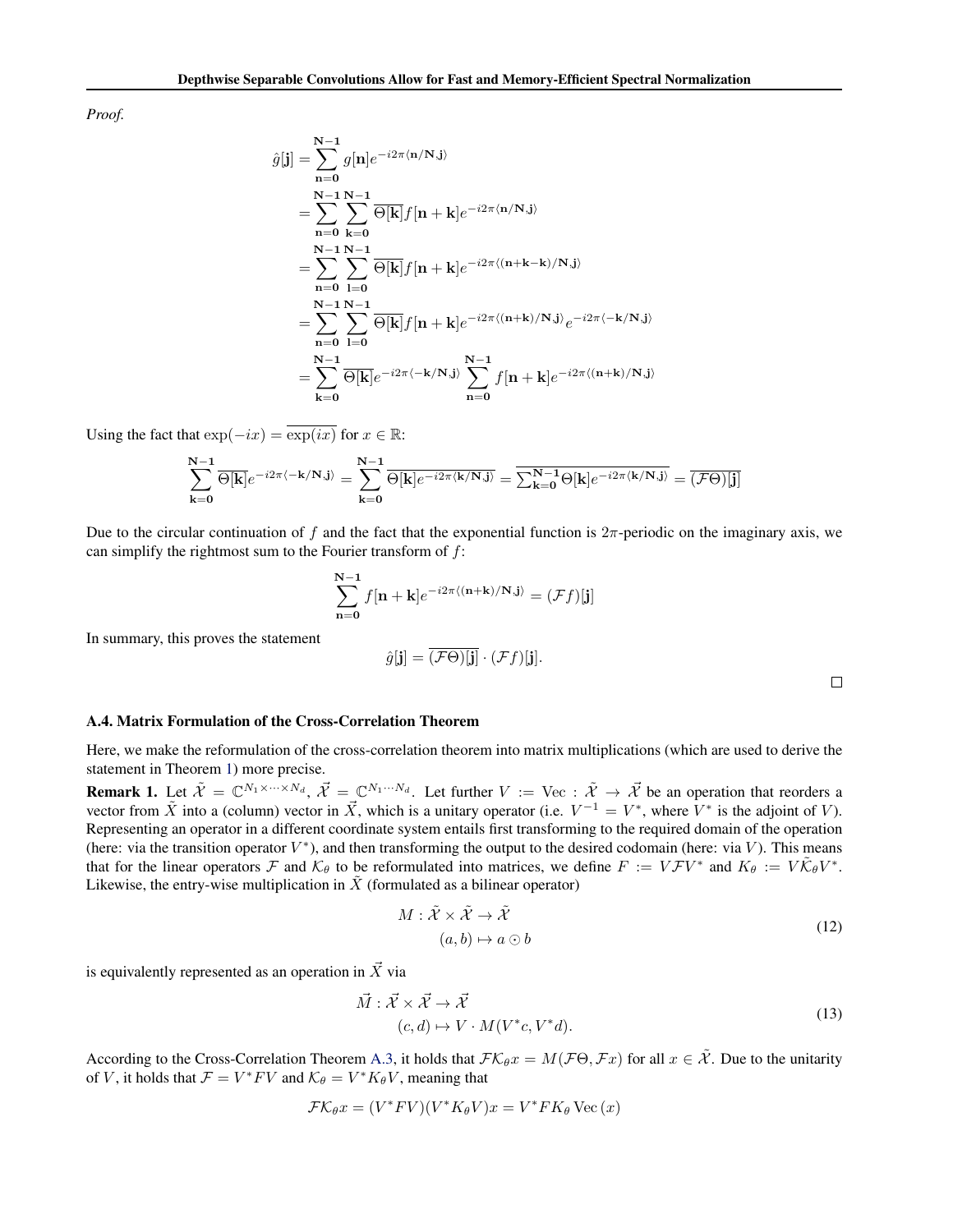*Proof.*

$$
\begin{aligned}
\hat{g}[\mathbf{j}] &= \sum_{\mathbf{n}=\mathbf{0}}^{\mathbf{N}-\mathbf{1}} g[\mathbf{n}] e^{-i2\pi\langle \mathbf{n}/\mathbf{N}, \mathbf{j}\rangle} \\
&= \sum_{\mathbf{n}=\mathbf{0}}^{\mathbf{N}-\mathbf{1}} \sum_{\mathbf{k}=\mathbf{0}}^{\mathbf{N}-\mathbf{1}} \overline{\Theta[\mathbf{k}]} f[\mathbf{n}+\mathbf{k}] e^{-i2\pi\langle \mathbf{n}/\mathbf{N}, \mathbf{j}\rangle} \\
&= \sum_{\mathbf{n}=\mathbf{0}}^{\mathbf{N}-\mathbf{1}} \sum_{\mathbf{l}=\mathbf{0}}^{\mathbf{N}-\mathbf{1}} \overline{\Theta[\mathbf{k}]} f[\mathbf{n}+\mathbf{k}] e^{-i2\pi\langle (\mathbf{n}+\mathbf{k}-\mathbf{k})/\mathbf{N}, \mathbf{j}\rangle} \\
&= \sum_{\mathbf{n}=\mathbf{0}}^{\mathbf{N}-\mathbf{1}} \sum_{\mathbf{l}=\mathbf{0}}^{\mathbf{N}-\mathbf{1}} \overline{\Theta[\mathbf{k}]} f[\mathbf{n}+\mathbf{k}] e^{-i2\pi\langle (\mathbf{n}+\mathbf{k})/\mathbf{N}, \mathbf{j}\rangle} e^{-i2\pi\langle -\mathbf{k}/\mathbf{N}, \mathbf{j}\rangle} \\
&= \sum_{\mathbf{k}=\mathbf{0}}^{\mathbf{N}-\mathbf{1}} \overline{\Theta[\mathbf{k}]} e^{-i2\pi\langle -\mathbf{k}/\mathbf{N}, \mathbf{j}\rangle} \sum_{\mathbf{n}=\mathbf{0}}^{\mathbf{N}-\mathbf{1}} f[\mathbf{n}+\mathbf{k}] e^{-i2\pi\langle (\mathbf{n}+\mathbf{k})/\mathbf{N}, \mathbf{j}\rangle}
\end{aligned}
$$

Using the fact that $\exp(-ix) = \overline{\exp(ix)}$ for $x \in \mathbb{R}$:

$$
\sum_{\mathbf{k}=\mathbf{0}}^{\mathbf{N}-\mathbf{1}} \overline{\Theta[\mathbf{k}]} e^{-i2\pi\langle -\mathbf{k}/\mathbf{N}, \mathbf{j}\rangle} = \sum_{\mathbf{k}=\mathbf{0}}^{\mathbf{N}-\mathbf{1}} \overline{\Theta[\mathbf{k}] e^{-i2\pi\langle \mathbf{k}/\mathbf{N}, \mathbf{j}\rangle}} = \overline{\sum_{\mathbf{k}=\mathbf{0}}^{\mathbf{N}-\mathbf{1}} \Theta[\mathbf{k}] e^{-i2\pi\langle \mathbf{k}/\mathbf{N}, \mathbf{j}\rangle}} = \overline{(\mathcal{F}\Theta)[\mathbf{j}]}
$$

Due to the circular continuation of $f$ and the fact that the exponential function is $2\pi$-periodic on the imaginary axis, we can simplify the rightmost sum to the Fourier transform of $f$:

$$
\sum_{\mathbf{n}=\mathbf{0}}^{\mathbf{N}-\mathbf{1}} f[\mathbf{n}+\mathbf{k}] e^{-i2\pi\langle (\mathbf{n}+\mathbf{k})/\mathbf{N}, \mathbf{j}\rangle} = (\mathcal{F}f)[\mathbf{j}]
$$

In summary, this proves the statement

$$
\hat{g}[\mathbf{j}] = \overline{(\mathcal{F}\Theta)[\mathbf{j}]} \cdot (\mathcal{F}f)[\mathbf{j}].
$$

□

### A.4. Matrix Formulation of the Cross-Correlation Theorem

Here, we make the reformulation of the cross-correlation theorem into matrix multiplications (which are used to derive the statement in Theorem 1) more precise.

**Remark 1.** Let $\tilde{\mathcal{X}} = \mathbb{C}^{N_1 \times \cdots \times N_d}$, $\vec{\mathcal{X}} = \mathbb{C}^{N_1 \cdots N_d}$. Let further $V := \mathrm{Vec} : \tilde{\mathcal{X}} \to \vec{\mathcal{X}}$ be an operation that reorders a vector from $\tilde{X}$ into a (column) vector in $\vec{X}$, which is a unitary operator (i.e. $V^{-1} = V^*$, where $V^*$ is the adjoint of $V$). Representing an operator in a different coordinate system entails first transforming to the required domain of the operation (here: via the transition operator $V^*$), and then transforming the output to the desired codomain (here: via $V$). This means that for the linear operators $\mathcal{F}$ and $\mathcal{K}_\theta$ to be reformulated into matrices, we define $F := V\mathcal{F}V^*$ and $K_\theta := V\tilde{\mathcal{K}}_\theta V^*$. Likewise, the entry-wise multiplication in $\tilde{X}$ (formulated as a bilinear operator)

$$
\begin{aligned}
M : \tilde{\mathcal{X}} \times \tilde{\mathcal{X}} &\to \tilde{\mathcal{X}} \\
(a, b) &\mapsto a \odot b
\end{aligned}
\tag{12}
$$

is equivalently represented as an operation in $\vec{X}$ via

$$
\begin{aligned}
\vec{M} : \vec{\mathcal{X}} \times \vec{\mathcal{X}} &\to \vec{\mathcal{X}} \\
(c, d) &\mapsto V \cdot M(V^*c, V^*d).
\end{aligned}
\tag{13}
$$

According to the Cross-Correlation Theorem A.3, it holds that $\mathcal{F}\mathcal{K}_\theta x = M(\mathcal{F}\Theta, \mathcal{F}x)$ for all $x \in \tilde{\mathcal{X}}$. Due to the unitarity of $V$, it holds that $\mathcal{F} = V^*FV$ and $\mathcal{K}_\theta = V^*K_\theta V$, meaning that

$$
\mathcal{F}\mathcal{K}_\theta x = (V^*FV)(V^*K_\theta V)x = V^*FK_\theta \,\mathrm{Vec}\,(x)
$$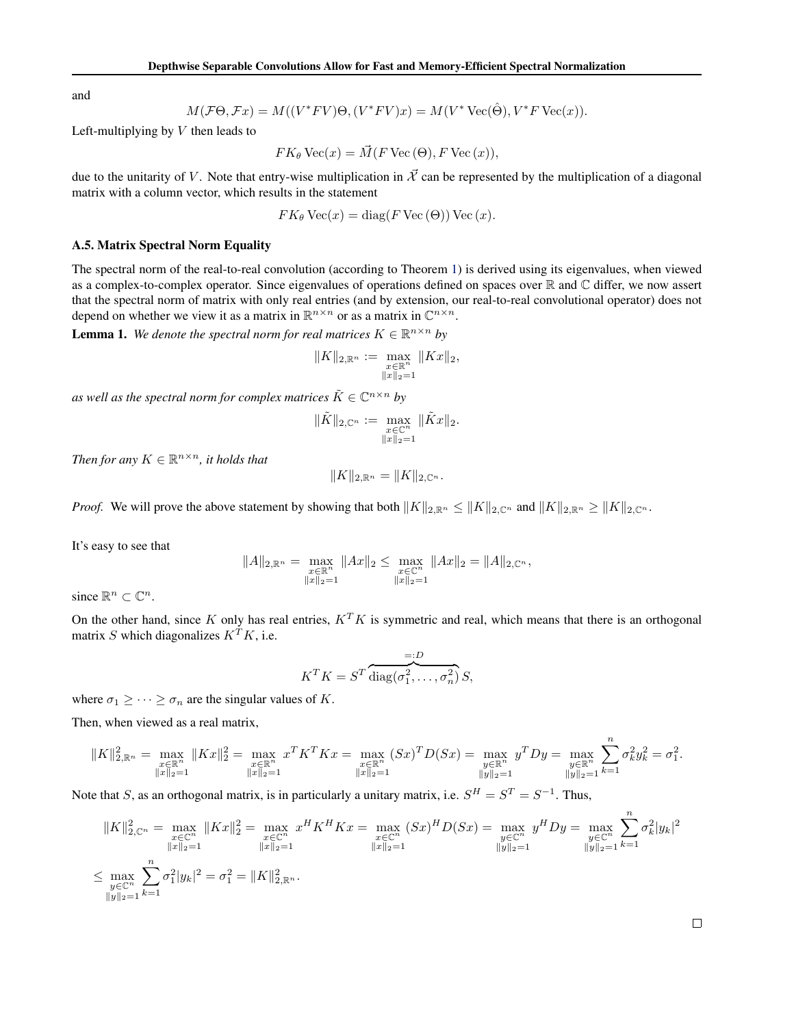and

$$M(\mathcal{F}\Theta, \mathcal{F}x) = M((V^*FV)\Theta, (V^*FV)x) = M(V^* \operatorname{Vec}(\hat{\Theta}), V^*F \operatorname{Vec}(x)).$$

Left-multiplying by $V$ then leads to

$$FK_\theta \operatorname{Vec}(x) = \vec{M}(F \operatorname{Vec}(\Theta), F \operatorname{Vec}(x)),$$

due to the unitarity of $V$. Note that entry-wise multiplication in $\vec{\mathcal{X}}$ can be represented by the multiplication of a diagonal matrix with a column vector, which results in the statement

$$FK_\theta \operatorname{Vec}(x) = \operatorname{diag}(F \operatorname{Vec}(\Theta)) \operatorname{Vec}(x).$$

### A.5. Matrix Spectral Norm Equality

The spectral norm of the real-to-real convolution (according to Theorem 1) is derived using its eigenvalues, when viewed as a complex-to-complex operator. Since eigenvalues of operations defined on spaces over $\mathbb{R}$ and $\mathbb{C}$ differ, we now assert that the spectral norm of matrix with only real entries (and by extension, our real-to-real convolutional operator) does not depend on whether we view it as a matrix in $\mathbb{R}^{n\times n}$ or as a matrix in $\mathbb{C}^{n\times n}$.

**Lemma 1.** *We denote the spectral norm for real matrices $K \in \mathbb{R}^{n\times n}$ by*

$$\|K\|_{2,\mathbb{R}^n} := \max_{\substack{x\in\mathbb{R}^n \\ \|x\|_2=1}} \|Kx\|_2,$$

*as well as the spectral norm for complex matrices $\tilde{K} \in \mathbb{C}^{n\times n}$ by*

$$\|\tilde{K}\|_{2,\mathbb{C}^n} := \max_{\substack{x\in\mathbb{C}^n \\ \|x\|_2=1}} \|\tilde{K}x\|_2.$$

*Then for any $K \in \mathbb{R}^{n\times n}$, it holds that*

$$\|K\|_{2,\mathbb{R}^n} = \|K\|_{2,\mathbb{C}^n}.$$

*Proof.* We will prove the above statement by showing that both $\|K\|_{2,\mathbb{R}^n} \le \|K\|_{2,\mathbb{C}^n}$ and $\|K\|_{2,\mathbb{R}^n} \ge \|K\|_{2,\mathbb{C}^n}$.

It's easy to see that

$$\|A\|_{2,\mathbb{R}^n} = \max_{\substack{x\in\mathbb{R}^n \\ \|x\|_2=1}} \|Ax\|_2 \le \max_{\substack{x\in\mathbb{C}^n \\ \|x\|_2=1}} \|Ax\|_2 = \|A\|_{2,\mathbb{C}^n},$$

since $\mathbb{R}^n \subset \mathbb{C}^n$.

On the other hand, since $K$ only has real entries, $K^TK$ is symmetric and real, which means that there is an orthogonal matrix $S$ which diagonalizes $K^TK$, i.e.

$$K^TK = S^T \overbrace{\operatorname{diag}(\sigma_1^2, \dots, \sigma_n^2)}^{=:D} S,$$

where $\sigma_1 \ge \dots \ge \sigma_n$ are the singular values of $K$.

Then, when viewed as a real matrix,

$$\|K\|_{2,\mathbb{R}^n}^2 = \max_{\substack{x\in\mathbb{R}^n \\ \|x\|_2=1}} \|Kx\|_2^2 = \max_{\substack{x\in\mathbb{R}^n \\ \|x\|_2=1}} x^TK^TKx = \max_{\substack{x\in\mathbb{R}^n \\ \|x\|_2=1}} (Sx)^TD(Sx) = \max_{\substack{y\in\mathbb{R}^n \\ \|y\|_2=1}} y^TDy = \max_{\substack{y\in\mathbb{R}^n \\ \|y\|_2=1}} \sum_{k=1}^n \sigma_k^2 y_k^2 = \sigma_1^2.$$

Note that $S$, as an orthogonal matrix, is in particularly a unitary matrix, i.e. $S^H = S^T = S^{-1}$. Thus,

$$\|K\|_{2,\mathbb{C}^n}^2 = \max_{\substack{x\in\mathbb{C}^n \\ \|x\|_2=1}} \|Kx\|_2^2 = \max_{\substack{x\in\mathbb{C}^n \\ \|x\|_2=1}} x^HK^HKx = \max_{\substack{x\in\mathbb{C}^n \\ \|x\|_2=1}} (Sx)^HD(Sx) = \max_{\substack{y\in\mathbb{C}^n \\ \|y\|_2=1}} y^HDy = \max_{\substack{y\in\mathbb{C}^n \\ \|y\|_2=1}} \sum_{k=1}^n \sigma_k^2 |y_k|^2$$

$$\le \max_{\substack{y\in\mathbb{C}^n \\ \|y\|_2=1}} \sum_{k=1}^n \sigma_1^2 |y_k|^2 = \sigma_1^2 = \|K\|_{2,\mathbb{R}^n}^2.$$

$\square$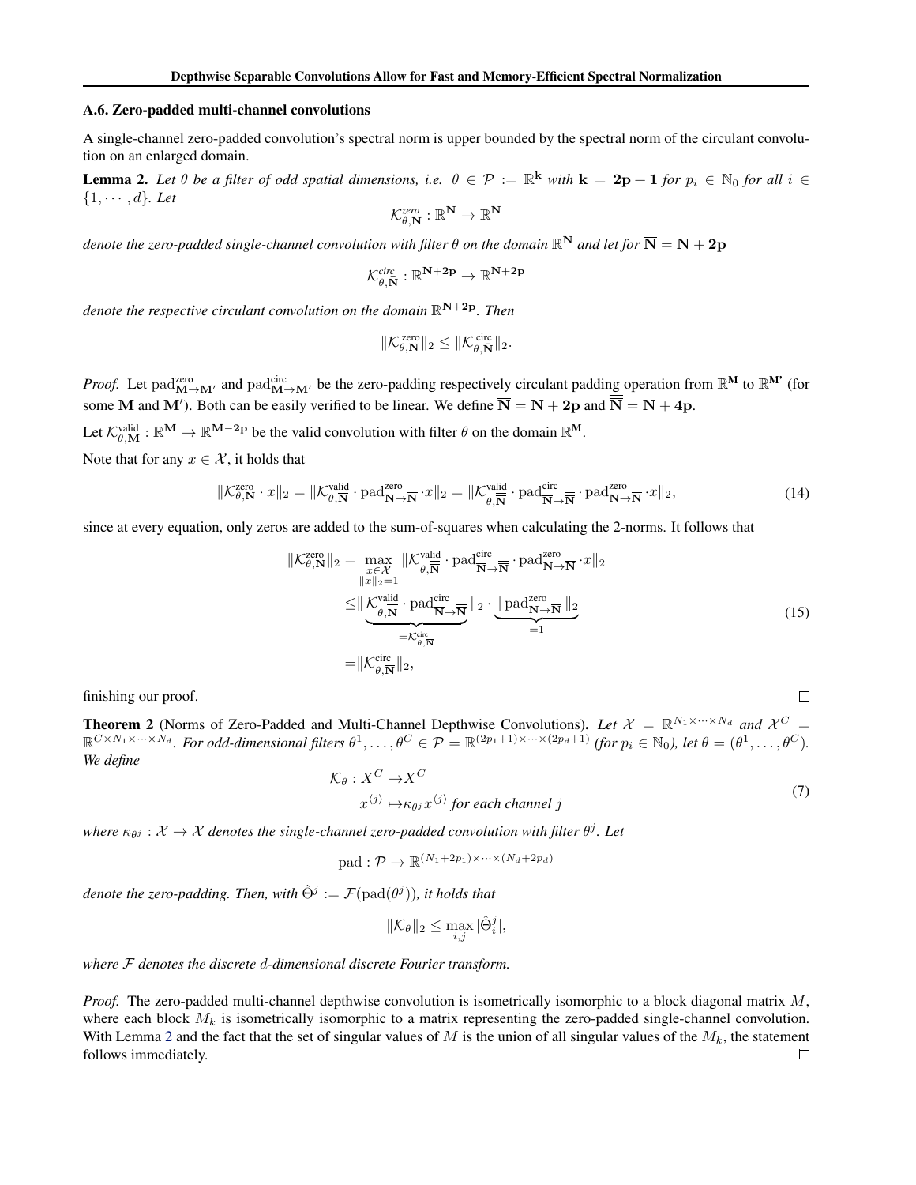### A.6. Zero-padded multi-channel convolutions

A single-channel zero-padded convolution's spectral norm is upper bounded by the spectral norm of the circulant convolution on an enlarged domain.

**Lemma 2.** *Let $\theta$ be a filter of odd spatial dimensions, i.e. $\theta \in \mathcal{P} := \mathbb{R}^{\mathbf{k}}$ with $\mathbf{k} = \mathbf{2p+1}$ for $p_i \in \mathbb{N}_0$ for all $i \in \{1, \cdots, d\}$. Let*

$$\mathcal{K}^{zero}_{\theta,\mathbf{N}} : \mathbb{R}^{\mathbf{N}} \to \mathbb{R}^{\mathbf{N}}$$

*denote the zero-padded single-channel convolution with filter $\theta$ on the domain $\mathbb{R}^{\mathbf{N}}$ and let for $\overline{\mathbf{N}} = \mathbf{N} + \mathbf{2p}$*

$$\mathcal{K}^{circ}_{\theta,\overline{\mathbf{N}}} : \mathbb{R}^{\mathbf{N+2p}} \to \mathbb{R}^{\mathbf{N+2p}}$$

*denote the respective circulant convolution on the domain $\mathbb{R}^{\mathbf{N+2p}}$. Then*

$$\|\mathcal{K}^{\text{zero}}_{\theta,\mathbf{N}}\|_2 \leq \|\mathcal{K}^{\text{circ}}_{\theta,\overline{\mathbf{N}}}\|_2.$$

*Proof.* Let $\text{pad}^{\text{zero}}_{\mathbf{M}\to\mathbf{M}'}$ and $\text{pad}^{\text{circ}}_{\mathbf{M}\to\mathbf{M}'}$ be the zero-padding respectively circulant padding operation from $\mathbb{R}^{\mathbf{M}}$ to $\mathbb{R}^{\mathbf{M'}}$ (for some $\mathbf{M}$ and $\mathbf{M}'$). Both can be easily verified to be linear. We define $\overline{\mathbf{N}} = \mathbf{N} + \mathbf{2p}$ and $\overline{\overline{\mathbf{N}}} = \mathbf{N} + \mathbf{4p}$.

Let $\mathcal{K}^{\text{valid}}_{\theta,\mathbf{M}} : \mathbb{R}^{\mathbf{M}} \to \mathbb{R}^{\mathbf{M-2p}}$ be the valid convolution with filter $\theta$ on the domain $\mathbb{R}^{\mathbf{M}}$.

Note that for any $x \in \mathcal{X}$, it holds that

$$\|\mathcal{K}^{\text{zero}}_{\theta,\mathbf{N}} \cdot x\|_2 = \|\mathcal{K}^{\text{valid}}_{\theta,\overline{\mathbf{N}}} \cdot \text{pad}^{\text{zero}}_{\mathbf{N}\to\overline{\mathbf{N}}} \cdot x\|_2 = \|\mathcal{K}^{\text{valid}}_{\theta,\overline{\overline{\mathbf{N}}}} \cdot \text{pad}^{\text{circ}}_{\overline{\mathbf{N}}\to\overline{\overline{\mathbf{N}}}} \cdot \text{pad}^{\text{zero}}_{\mathbf{N}\to\overline{\mathbf{N}}} \cdot x\|_2, \tag{14}$$

since at every equation, only zeros are added to the sum-of-squares when calculating the 2-norms. It follows that

$$\begin{aligned}
\|\mathcal{K}^{\text{zero}}_{\theta,\mathbf{N}}\|_2 =& \max_{\substack{x\in\mathcal{X} \\ \|x\|_2=1}} \|\mathcal{K}^{\text{valid}}_{\theta,\overline{\overline{\mathbf{N}}}} \cdot \text{pad}^{\text{circ}}_{\overline{\mathbf{N}}\to\overline{\overline{\mathbf{N}}}} \cdot \text{pad}^{\text{zero}}_{\mathbf{N}\to\overline{\mathbf{N}}} \cdot x\|_2 \\
\leq& \| \underbrace{\mathcal{K}^{\text{valid}}_{\theta,\overline{\overline{\mathbf{N}}}} \cdot \text{pad}^{\text{circ}}_{\overline{\mathbf{N}}\to\overline{\overline{\mathbf{N}}}}}_{=\mathcal{K}^{\text{circ}}_{\theta,\overline{\mathbf{N}}}} \|_2 \cdot \underbrace{\|\text{pad}^{\text{zero}}_{\mathbf{N}\to\overline{\mathbf{N}}}\|_2}_{=1} \\
=& \|\mathcal{K}^{\text{circ}}_{\theta,\overline{\mathbf{N}}}\|_2,
\end{aligned} \tag{15}$$

finishing our proof. $\square$

**Theorem 2** (Norms of Zero-Padded and Multi-Channel Depthwise Convolutions)**.** *Let $\mathcal{X} = \mathbb{R}^{N_1\times\cdots\times N_d}$ and $\mathcal{X}^C = \mathbb{R}^{C\times N_1\times\cdots\times N_d}$. For odd-dimensional filters $\theta^1, \ldots, \theta^C \in \mathcal{P} = \mathbb{R}^{(2p_1+1)\times\cdots\times(2p_d+1)}$ (for $p_i \in \mathbb{N}_0$), let $\theta = (\theta^1, \ldots, \theta^C)$. We define*

$$\begin{aligned}
\mathcal{K}_\theta : X^C \to& X^C \\
x^{\langle j \rangle} \mapsto& \kappa_{\theta^j} x^{\langle j \rangle} \text{ for each channel } j
\end{aligned} \tag{7}$$

*where $\kappa_{\theta^j} : \mathcal{X} \to \mathcal{X}$ denotes the single-channel zero-padded convolution with filter $\theta^j$. Let*

$$\text{pad} : \mathcal{P} \to \mathbb{R}^{(N_1+2p_1)\times\cdots\times(N_d+2p_d)}$$

*denote the zero-padding. Then, with $\hat{\Theta}^j := \mathcal{F}(\text{pad}(\theta^j))$, it holds that*

$$\|\mathcal{K}_\theta\|_2 \leq \max_{i,j} |\hat{\Theta}^j_i|,$$

*where $\mathcal{F}$ denotes the discrete $d$-dimensional discrete Fourier transform.*

*Proof.* The zero-padded multi-channel depthwise convolution is isometrically isomorphic to a block diagonal matrix $M$, where each block $M_k$ is isometrically isomorphic to a matrix representing the zero-padded single-channel convolution. With Lemma 2 and the fact that the set of singular values of $M$ is the union of all singular values of the $M_k$, the statement follows immediately. $\square$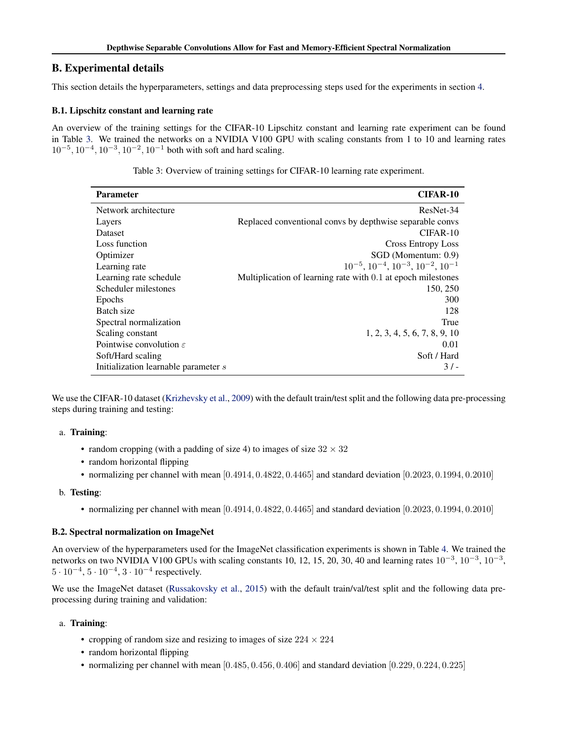## B. Experimental details

This section details the hyperparameters, settings and data preprocessing steps used for the experiments in section 4.

### B.1. Lipschitz constant and learning rate

An overview of the training settings for the CIFAR-10 Lipschitz constant and learning rate experiment can be found in Table 3. We trained the networks on a NVIDIA V100 GPU with scaling constants from 1 to 10 and learning rates $10^{-5}, 10^{-4}, 10^{-3}, 10^{-2}, 10^{-1}$ both with soft and hard scaling.

Table 3: Overview of training settings for CIFAR-10 learning rate experiment.

| **Parameter** | **CIFAR-10** |
|---|---:|
| Network architecture | ResNet-34 |
| Layers | Replaced conventional convs by depthwise separable convs |
| Dataset | CIFAR-10 |
| Loss function | Cross Entropy Loss |
| Optimizer | SGD (Momentum: 0.9) |
| Learning rate | $10^{-5}$, $10^{-4}$, $10^{-3}$, $10^{-2}$, $10^{-1}$ |
| Learning rate schedule | Multiplication of learning rate with $0.1$ at epoch milestones |
| Scheduler milestones | 150, 250 |
| Epochs | 300 |
| Batch size | 128 |
| Spectral normalization | True |
| Scaling constant | 1, 2, 3, 4, 5, 6, 7, 8, 9, 10 |
| Pointwise convolution $\varepsilon$ | 0.01 |
| Soft/Hard scaling | Soft / Hard |
| Initialization learnable parameter $s$ | 3 / - |

We use the CIFAR-10 dataset (Krizhevsky et al., 2009) with the default train/test split and the following data pre-processing steps during training and testing:

a. **Training**:
   - random cropping (with a padding of size 4) to images of size $32 \times 32$
   - random horizontal flipping
   - normalizing per channel with mean $[0.4914, 0.4822, 0.4465]$ and standard deviation $[0.2023, 0.1994, 0.2010]$

b. **Testing**:
   - normalizing per channel with mean $[0.4914, 0.4822, 0.4465]$ and standard deviation $[0.2023, 0.1994, 0.2010]$

### B.2. Spectral normalization on ImageNet

An overview of the hyperparameters used for the ImageNet classification experiments is shown in Table 4. We trained the networks on two NVIDIA V100 GPUs with scaling constants 10, 12, 15, 20, 30, 40 and learning rates $10^{-3}$, $10^{-3}$, $10^{-3}$, $5 \cdot 10^{-4}$, $5 \cdot 10^{-4}$, $3 \cdot 10^{-4}$ respectively.

We use the ImageNet dataset (Russakovsky et al., 2015) with the default train/val/test split and the following data pre-processing during training and validation:

a. **Training**:
   - cropping of random size and resizing to images of size $224 \times 224$
   - random horizontal flipping
   - normalizing per channel with mean $[0.485, 0.456, 0.406]$ and standard deviation $[0.229, 0.224, 0.225]$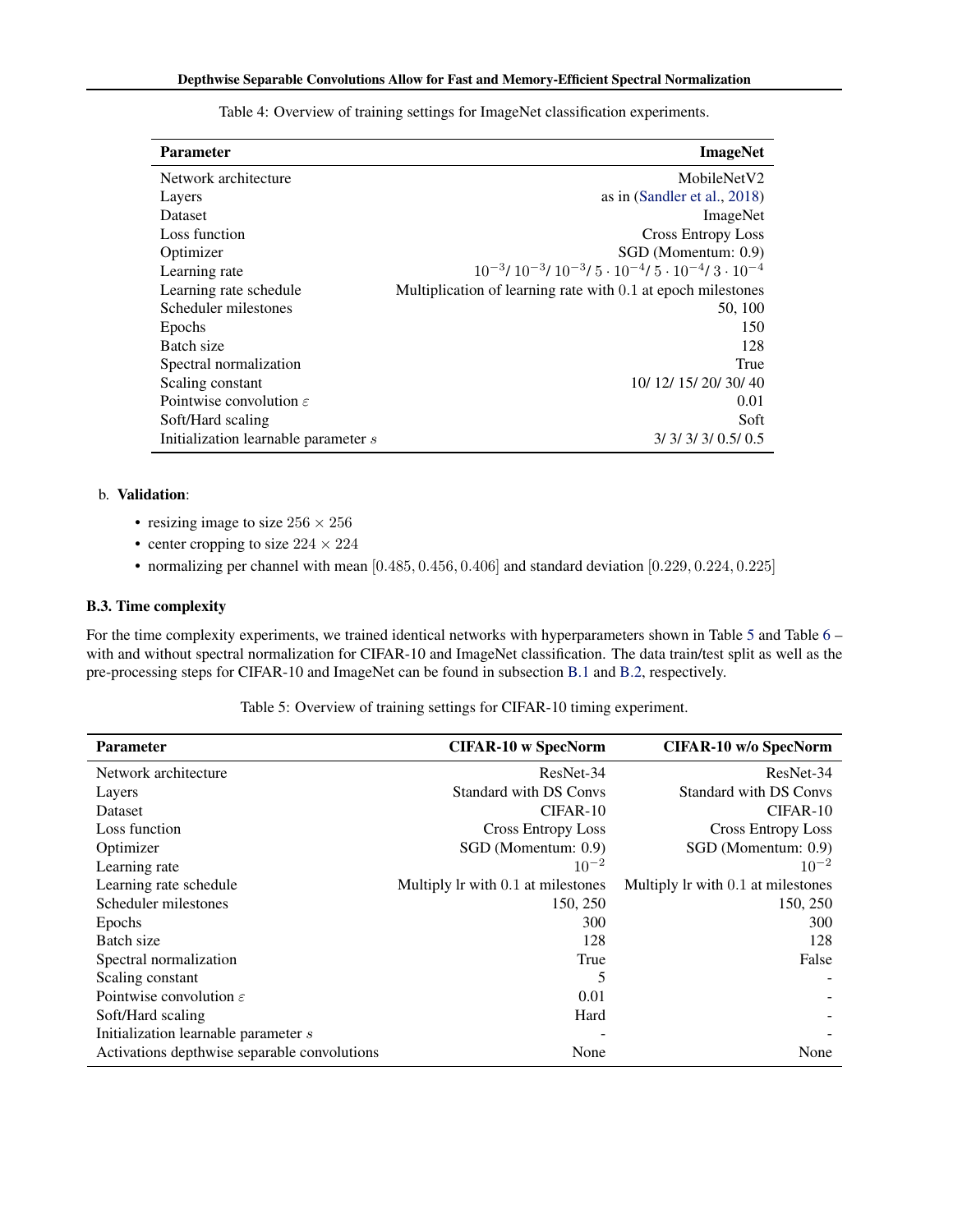Table 4: Overview of training settings for ImageNet classification experiments.

| Parameter | ImageNet |
|---|---|
| Network architecture | MobileNetV2 |
| Layers | as in (Sandler et al., 2018) |
| Dataset | ImageNet |
| Loss function | Cross Entropy Loss |
| Optimizer | SGD (Momentum: 0.9) |
| Learning rate | $10^{-3}$/ $10^{-3}$/ $10^{-3}$/ $5 \cdot 10^{-4}$/ $5 \cdot 10^{-4}$/ $3 \cdot 10^{-4}$ |
| Learning rate schedule | Multiplication of learning rate with 0.1 at epoch milestones |
| Scheduler milestones | 50, 100 |
| Epochs | 150 |
| Batch size | 128 |
| Spectral normalization | True |
| Scaling constant | 10/ 12/ 15/ 20/ 30/ 40 |
| Pointwise convolution $\varepsilon$ | 0.01 |
| Soft/Hard scaling | Soft |
| Initialization learnable parameter $s$ | 3/ 3/ 3/ 3/ 0.5/ 0.5 |

b. **Validation**:

- resizing image to size $256 \times 256$
- center cropping to size $224 \times 224$
- normalizing per channel with mean $[0.485, 0.456, 0.406]$ and standard deviation $[0.229, 0.224, 0.225]$

### B.3. Time complexity

For the time complexity experiments, we trained identical networks with hyperparameters shown in Table 5 and Table 6 – with and without spectral normalization for CIFAR-10 and ImageNet classification. The data train/test split as well as the pre-processing steps for CIFAR-10 and ImageNet can be found in subsection B.1 and B.2, respectively.

Table 5: Overview of training settings for CIFAR-10 timing experiment.

| Parameter | CIFAR-10 w SpecNorm | CIFAR-10 w/o SpecNorm |
|---|---|---|
| Network architecture | ResNet-34 | ResNet-34 |
| Layers | Standard with DS Convs | Standard with DS Convs |
| Dataset | CIFAR-10 | CIFAR-10 |
| Loss function | Cross Entropy Loss | Cross Entropy Loss |
| Optimizer | SGD (Momentum: 0.9) | SGD (Momentum: 0.9) |
| Learning rate | $10^{-2}$ | $10^{-2}$ |
| Learning rate schedule | Multiply lr with 0.1 at milestones | Multiply lr with 0.1 at milestones |
| Scheduler milestones | 150, 250 | 150, 250 |
| Epochs | 300 | 300 |
| Batch size | 128 | 128 |
| Spectral normalization | True | False |
| Scaling constant | 5 | - |
| Pointwise convolution $\varepsilon$ | 0.01 | - |
| Soft/Hard scaling | Hard | - |
| Initialization learnable parameter $s$ | - | - |
| Activations depthwise separable convolutions | None | None |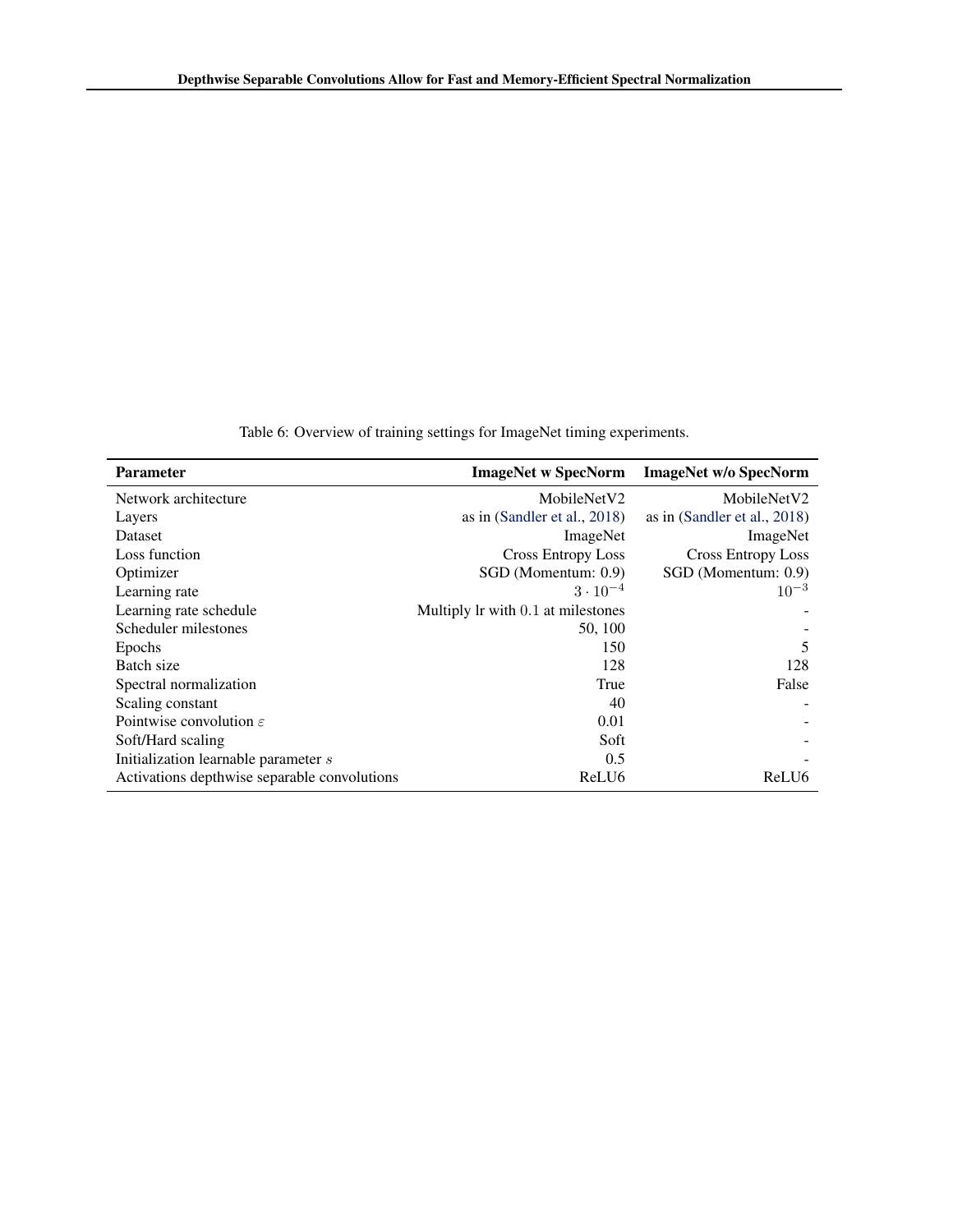Table 6: Overview of training settings for ImageNet timing experiments.

| Parameter | ImageNet w SpecNorm | ImageNet w/o SpecNorm |
|---|---|---|
| Network architecture | MobileNetV2 | MobileNetV2 |
| Layers | as in (Sandler et al., 2018) | as in (Sandler et al., 2018) |
| Dataset | ImageNet | ImageNet |
| Loss function | Cross Entropy Loss | Cross Entropy Loss |
| Optimizer | SGD (Momentum: 0.9) | SGD (Momentum: 0.9) |
| Learning rate | $3 \cdot 10^{-4}$ | $10^{-3}$ |
| Learning rate schedule | Multiply lr with $0.1$ at milestones | - |
| Scheduler milestones | 50, 100 | - |
| Epochs | 150 | 5 |
| Batch size | 128 | 128 |
| Spectral normalization | True | False |
| Scaling constant | 40 | - |
| Pointwise convolution $\varepsilon$ | 0.01 | - |
| Soft/Hard scaling | Soft | - |
| Initialization learnable parameter $s$ | 0.5 | - |
| Activations depthwise separable convolutions | ReLU6 | ReLU6 |